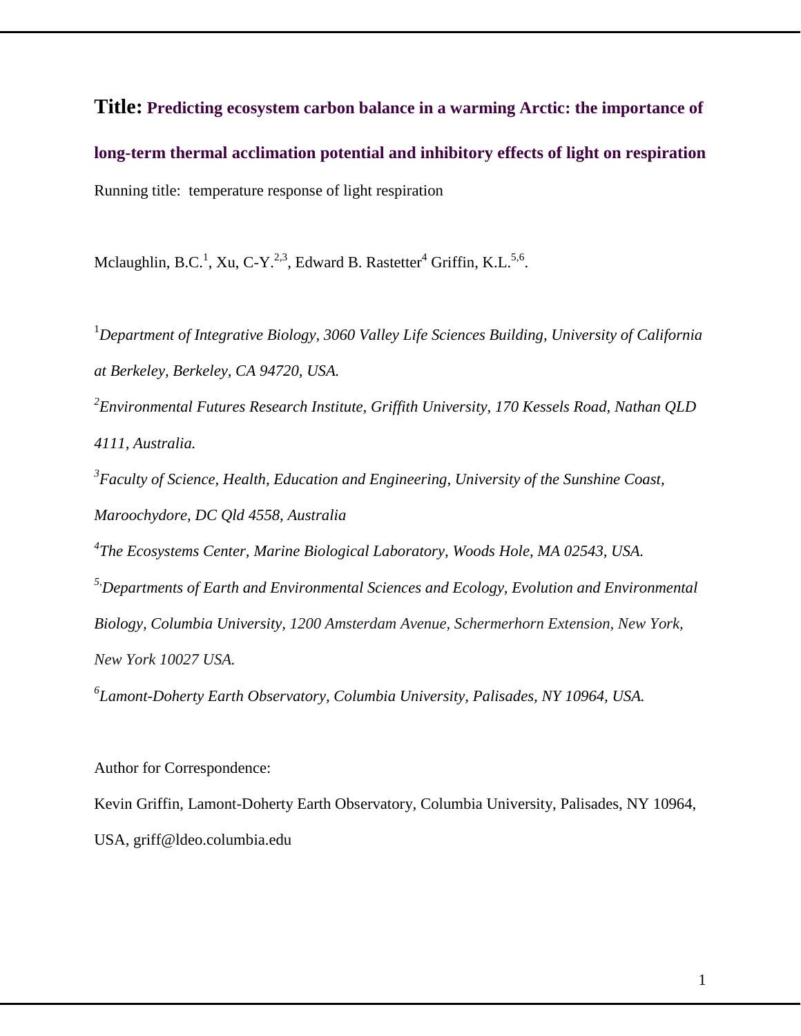# **Title: Predicting ecosystem carbon balance in a warming Arctic: the importance of long-term thermal acclimation potential and inhibitory effects of light on respiration**

Running title: temperature response of light respiration

Mclaughlin, B.C.[1], Xu, C-Y.[2,3], Edward B. Rastetter[4] Griffin, K.L.[5,6].

[1]*Department of Integrative Biology, 3060 Valley Life Sciences Building, University of California at Berkeley, Berkeley, CA 94720, USA.*

[2]*Environmental Futures Research Institute, Griffith University, 170 Kessels Road, Nathan QLD 4111, Australia.*

[3]*Faculty of Science, Health, Education and Engineering, University of the Sunshine Coast, Maroochydore, DC Qld 4558, Australia*

[4]*The Ecosystems Center, Marine Biological Laboratory, Woods Hole, MA 02543, USA.*

[5,]*Departments of Earth and Environmental Sciences and Ecology, Evolution and Environmental Biology, Columbia University, 1200 Amsterdam Avenue, Schermerhorn Extension, New York, New York 10027 USA.*

[6]*Lamont-Doherty Earth Observatory, Columbia University, Palisades, NY 10964, USA.*

Author for Correspondence:

Kevin Griffin, Lamont-Doherty Earth Observatory, Columbia University, Palisades, NY 10964, USA, griff@ldeo.columbia.edu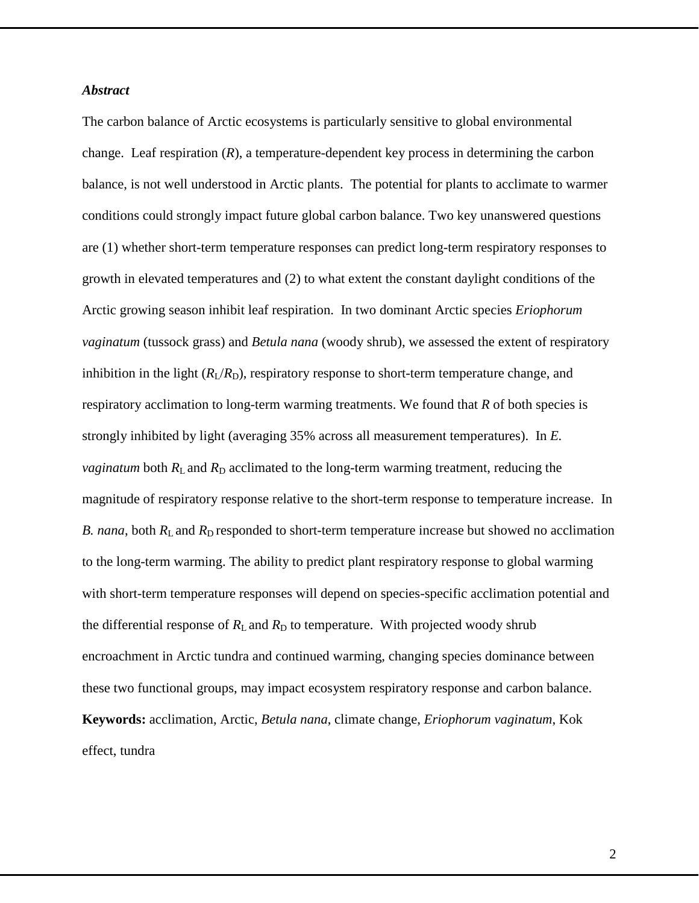***Abstract***

The carbon balance of Arctic ecosystems is particularly sensitive to global environmental change. Leaf respiration (*R*), a temperature-dependent key process in determining the carbon balance, is not well understood in Arctic plants. The potential for plants to acclimate to warmer conditions could strongly impact future global carbon balance. Two key unanswered questions are (1) whether short-term temperature responses can predict long-term respiratory responses to growth in elevated temperatures and (2) to what extent the constant daylight conditions of the Arctic growing season inhibit leaf respiration. In two dominant Arctic species *Eriophorum vaginatum* (tussock grass) and *Betula nana* (woody shrub), we assessed the extent of respiratory inhibition in the light ($R_L/R_D$), respiratory response to short-term temperature change, and respiratory acclimation to long-term warming treatments. We found that *R* of both species is strongly inhibited by light (averaging 35% across all measurement temperatures). In *E. vaginatum* both $R_L$ and $R_D$ acclimated to the long-term warming treatment, reducing the magnitude of respiratory response relative to the short-term response to temperature increase. In *B. nana*, both $R_L$ and $R_D$ responded to short-term temperature increase but showed no acclimation to the long-term warming. The ability to predict plant respiratory response to global warming with short-term temperature responses will depend on species-specific acclimation potential and the differential response of $R_L$ and $R_D$ to temperature. With projected woody shrub encroachment in Arctic tundra and continued warming, changing species dominance between these two functional groups, may impact ecosystem respiratory response and carbon balance.

**Keywords:** acclimation, Arctic, *Betula nana*, climate change, *Eriophorum vaginatum*, Kok effect, tundra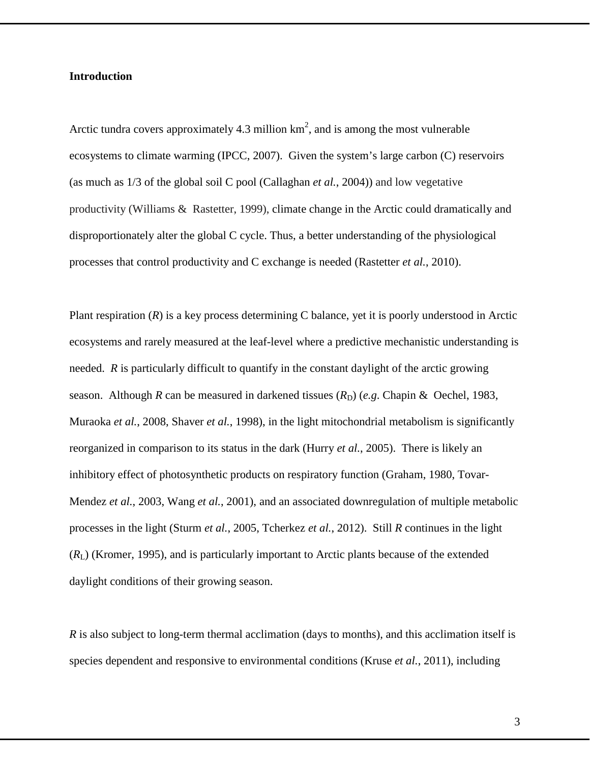**Introduction**

Arctic tundra covers approximately 4.3 million $km^2$, and is among the most vulnerable ecosystems to climate warming (IPCC, 2007). Given the system's large carbon (C) reservoirs (as much as 1/3 of the global soil C pool (Callaghan *et al.*, 2004)) and low vegetative productivity (Williams & Rastetter, 1999), climate change in the Arctic could dramatically and disproportionately alter the global C cycle. Thus, a better understanding of the physiological processes that control productivity and C exchange is needed (Rastetter *et al.*, 2010).

Plant respiration ($R$) is a key process determining C balance, yet it is poorly understood in Arctic ecosystems and rarely measured at the leaf-level where a predictive mechanistic understanding is needed. $R$ is particularly difficult to quantify in the constant daylight of the arctic growing season. Although $R$ can be measured in darkened tissues ($R_D$) (*e.g*. Chapin & Oechel, 1983, Muraoka *et al.*, 2008, Shaver *et al.*, 1998), in the light mitochondrial metabolism is significantly reorganized in comparison to its status in the dark (Hurry *et al.*, 2005). There is likely an inhibitory effect of photosynthetic products on respiratory function (Graham, 1980, Tovar-Mendez *et al.*, 2003, Wang *et al.*, 2001), and an associated downregulation of multiple metabolic processes in the light (Sturm *et al.*, 2005, Tcherkez *et al.*, 2012). Still $R$ continues in the light ($R_L$) (Kromer, 1995), and is particularly important to Arctic plants because of the extended daylight conditions of their growing season.

$R$ is also subject to long-term thermal acclimation (days to months), and this acclimation itself is species dependent and responsive to environmental conditions (Kruse *et al.*, 2011), including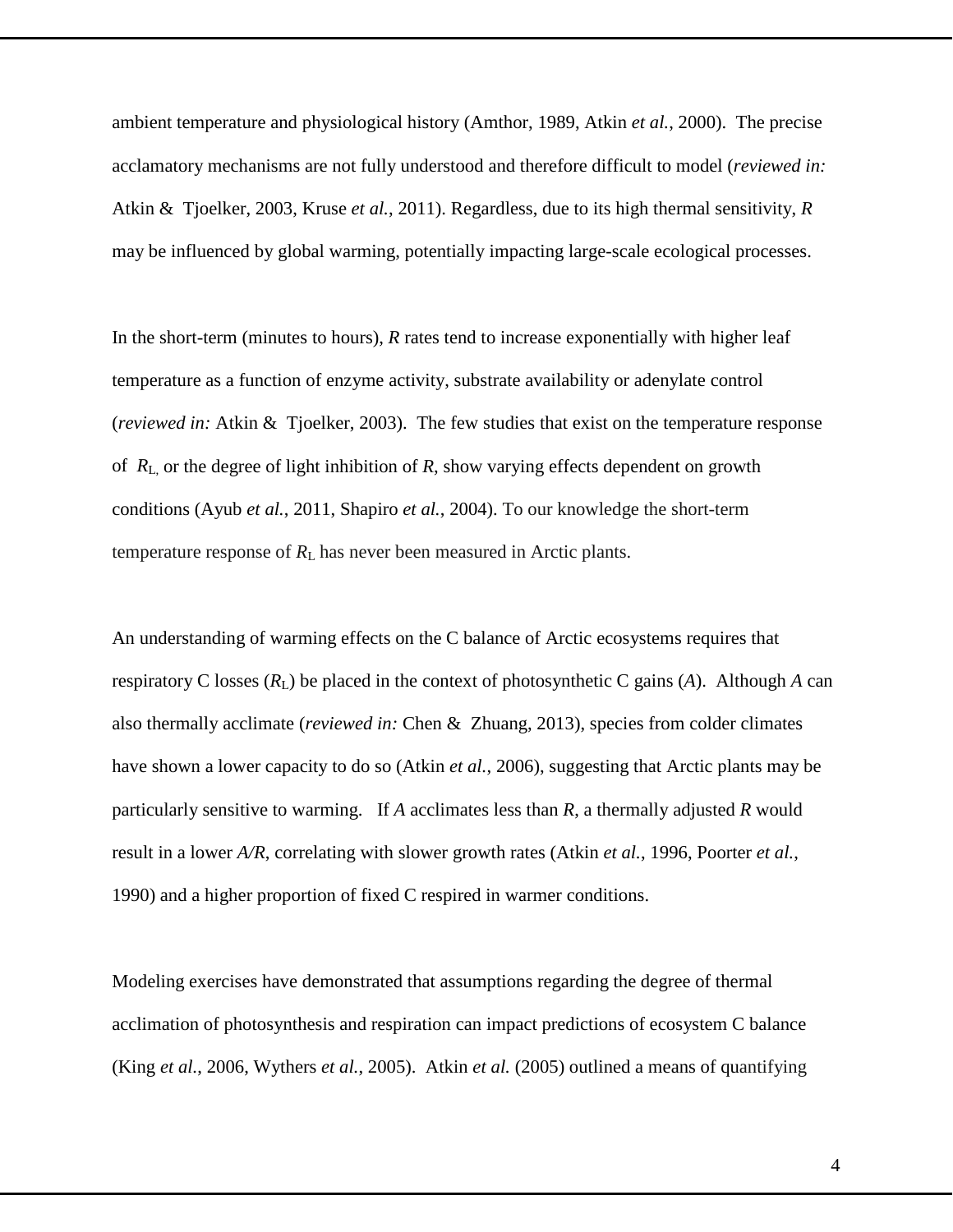ambient temperature and physiological history (Amthor, 1989, Atkin *et al.*, 2000). The precise acclamatory mechanisms are not fully understood and therefore difficult to model (*reviewed in:* Atkin & Tjoelker, 2003, Kruse *et al.*, 2011). Regardless, due to its high thermal sensitivity, *R* may be influenced by global warming, potentially impacting large-scale ecological processes.

In the short-term (minutes to hours), *R* rates tend to increase exponentially with higher leaf temperature as a function of enzyme activity, substrate availability or adenylate control (*reviewed in:* Atkin & Tjoelker, 2003). The few studies that exist on the temperature response of $R_L$, or the degree of light inhibition of *R*, show varying effects dependent on growth conditions (Ayub *et al.*, 2011, Shapiro *et al.*, 2004). To our knowledge the short-term temperature response of $R_L$ has never been measured in Arctic plants.

An understanding of warming effects on the C balance of Arctic ecosystems requires that respiratory C losses ($R_L$) be placed in the context of photosynthetic C gains (*A*). Although *A* can also thermally acclimate (*reviewed in:* Chen & Zhuang, 2013), species from colder climates have shown a lower capacity to do so (Atkin *et al.*, 2006), suggesting that Arctic plants may be particularly sensitive to warming. If *A* acclimates less than *R*, a thermally adjusted *R* would result in a lower *A/R*, correlating with slower growth rates (Atkin *et al.*, 1996, Poorter *et al.*, 1990) and a higher proportion of fixed C respired in warmer conditions.

Modeling exercises have demonstrated that assumptions regarding the degree of thermal acclimation of photosynthesis and respiration can impact predictions of ecosystem C balance (King *et al.*, 2006, Wythers *et al.*, 2005). Atkin *et al.* (2005) outlined a means of quantifying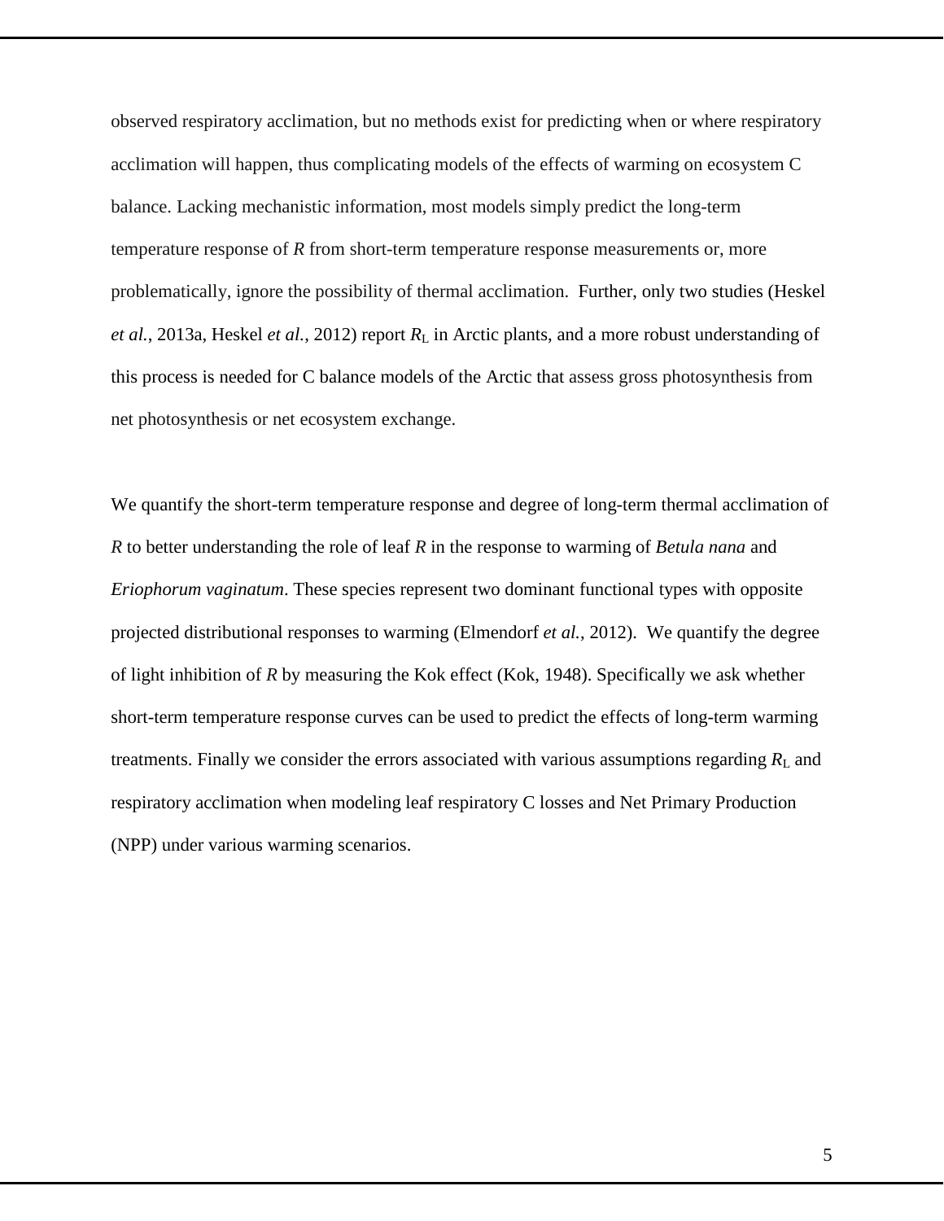observed respiratory acclimation, but no methods exist for predicting when or where respiratory acclimation will happen, thus complicating models of the effects of warming on ecosystem C balance. Lacking mechanistic information, most models simply predict the long-term temperature response of *R* from short-term temperature response measurements or, more problematically, ignore the possibility of thermal acclimation. Further, only two studies (Heskel *et al.*, 2013a, Heskel *et al.*, 2012) report $R_L$ in Arctic plants, and a more robust understanding of this process is needed for C balance models of the Arctic that assess gross photosynthesis from net photosynthesis or net ecosystem exchange.

We quantify the short-term temperature response and degree of long-term thermal acclimation of *R* to better understanding the role of leaf *R* in the response to warming of *Betula nana* and *Eriophorum vaginatum*. These species represent two dominant functional types with opposite projected distributional responses to warming (Elmendorf *et al.*, 2012). We quantify the degree of light inhibition of *R* by measuring the Kok effect (Kok, 1948). Specifically we ask whether short-term temperature response curves can be used to predict the effects of long-term warming treatments. Finally we consider the errors associated with various assumptions regarding $R_L$ and respiratory acclimation when modeling leaf respiratory C losses and Net Primary Production (NPP) under various warming scenarios.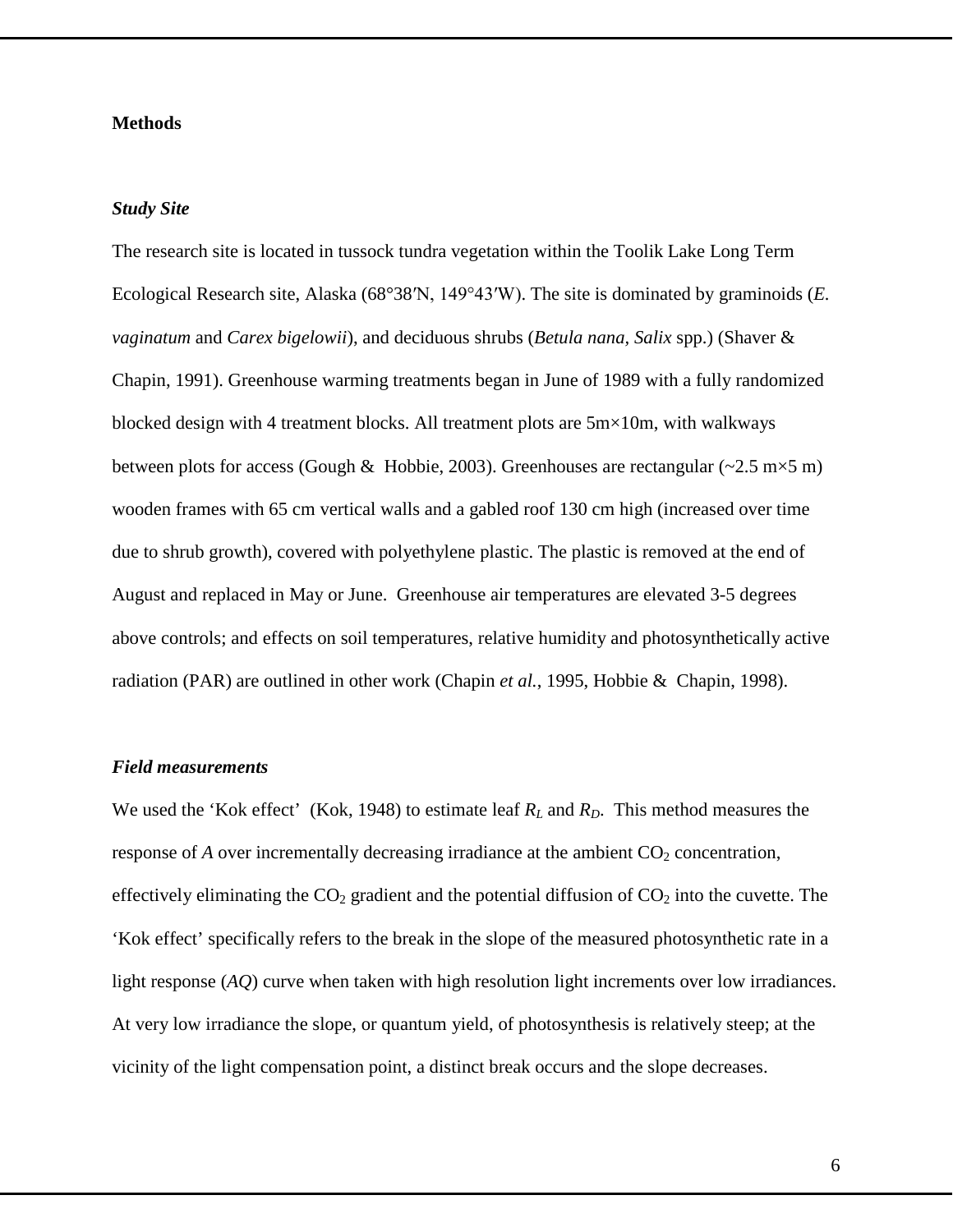## Methods

### *Study Site*

The research site is located in tussock tundra vegetation within the Toolik Lake Long Term Ecological Research site, Alaska (68°38′N, 149°43′W). The site is dominated by graminoids (*E. vaginatum* and *Carex bigelowii*), and deciduous shrubs (*Betula nana*, *Salix* spp.) (Shaver & Chapin, 1991). Greenhouse warming treatments began in June of 1989 with a fully randomized blocked design with 4 treatment blocks. All treatment plots are 5m×10m, with walkways between plots for access (Gough & Hobbie, 2003). Greenhouses are rectangular (~2.5 m×5 m) wooden frames with 65 cm vertical walls and a gabled roof 130 cm high (increased over time due to shrub growth), covered with polyethylene plastic. The plastic is removed at the end of August and replaced in May or June. Greenhouse air temperatures are elevated 3-5 degrees above controls; and effects on soil temperatures, relative humidity and photosynthetically active radiation (PAR) are outlined in other work (Chapin *et al.*, 1995, Hobbie & Chapin, 1998).

### *Field measurements*

We used the 'Kok effect' (Kok, 1948) to estimate leaf $R_L$ and $R_D$. This method measures the response of $A$ over incrementally decreasing irradiance at the ambient $CO_2$ concentration, effectively eliminating the $CO_2$ gradient and the potential diffusion of $CO_2$ into the cuvette. The 'Kok effect' specifically refers to the break in the slope of the measured photosynthetic rate in a light response (*AQ*) curve when taken with high resolution light increments over low irradiances. At very low irradiance the slope, or quantum yield, of photosynthesis is relatively steep; at the vicinity of the light compensation point, a distinct break occurs and the slope decreases.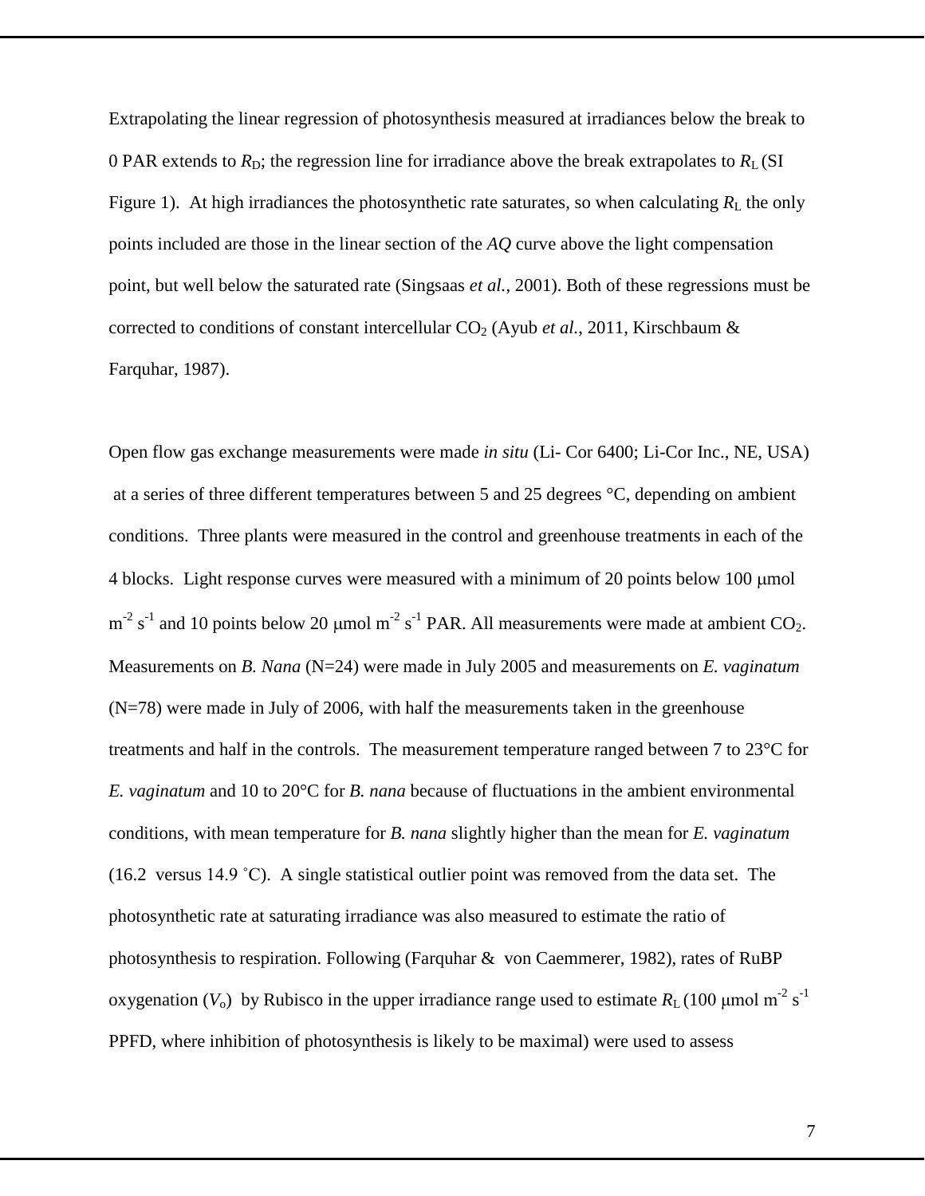Extrapolating the linear regression of photosynthesis measured at irradiances below the break to 0 PAR extends to $R_D$; the regression line for irradiance above the break extrapolates to $R_L$ (SI Figure 1). At high irradiances the photosynthetic rate saturates, so when calculating $R_L$ the only points included are those in the linear section of the *AQ* curve above the light compensation point, but well below the saturated rate (Singsaas *et al.*, 2001). Both of these regressions must be corrected to conditions of constant intercellular $CO_2$ (Ayub *et al.*, 2011, Kirschbaum & Farquhar, 1987).

Open flow gas exchange measurements were made *in situ* (Li- Cor 6400; Li-Cor Inc., NE, USA) at a series of three different temperatures between 5 and 25 degrees °C, depending on ambient conditions. Three plants were measured in the control and greenhouse treatments in each of the 4 blocks. Light response curves were measured with a minimum of 20 points below 100 μmol $m^{-2}$ $s^{-1}$ and 10 points below 20 μmol $m^{-2}$ $s^{-1}$ PAR. All measurements were made at ambient $CO_2$. Measurements on *B. Nana* (N=24) were made in July 2005 and measurements on *E. vaginatum* (N=78) were made in July of 2006, with half the measurements taken in the greenhouse treatments and half in the controls. The measurement temperature ranged between 7 to 23°C for *E. vaginatum* and 10 to 20°C for *B. nana* because of fluctuations in the ambient environmental conditions, with mean temperature for *B. nana* slightly higher than the mean for *E. vaginatum* (16.2 versus 14.9 ˚C). A single statistical outlier point was removed from the data set. The photosynthetic rate at saturating irradiance was also measured to estimate the ratio of photosynthesis to respiration. Following (Farquhar & von Caemmerer, 1982), rates of RuBP oxygenation ($V_o$) by Rubisco in the upper irradiance range used to estimate $R_L$ (100 μmol $m^{-2}$ $s^{-1}$ PPFD, where inhibition of photosynthesis is likely to be maximal) were used to assess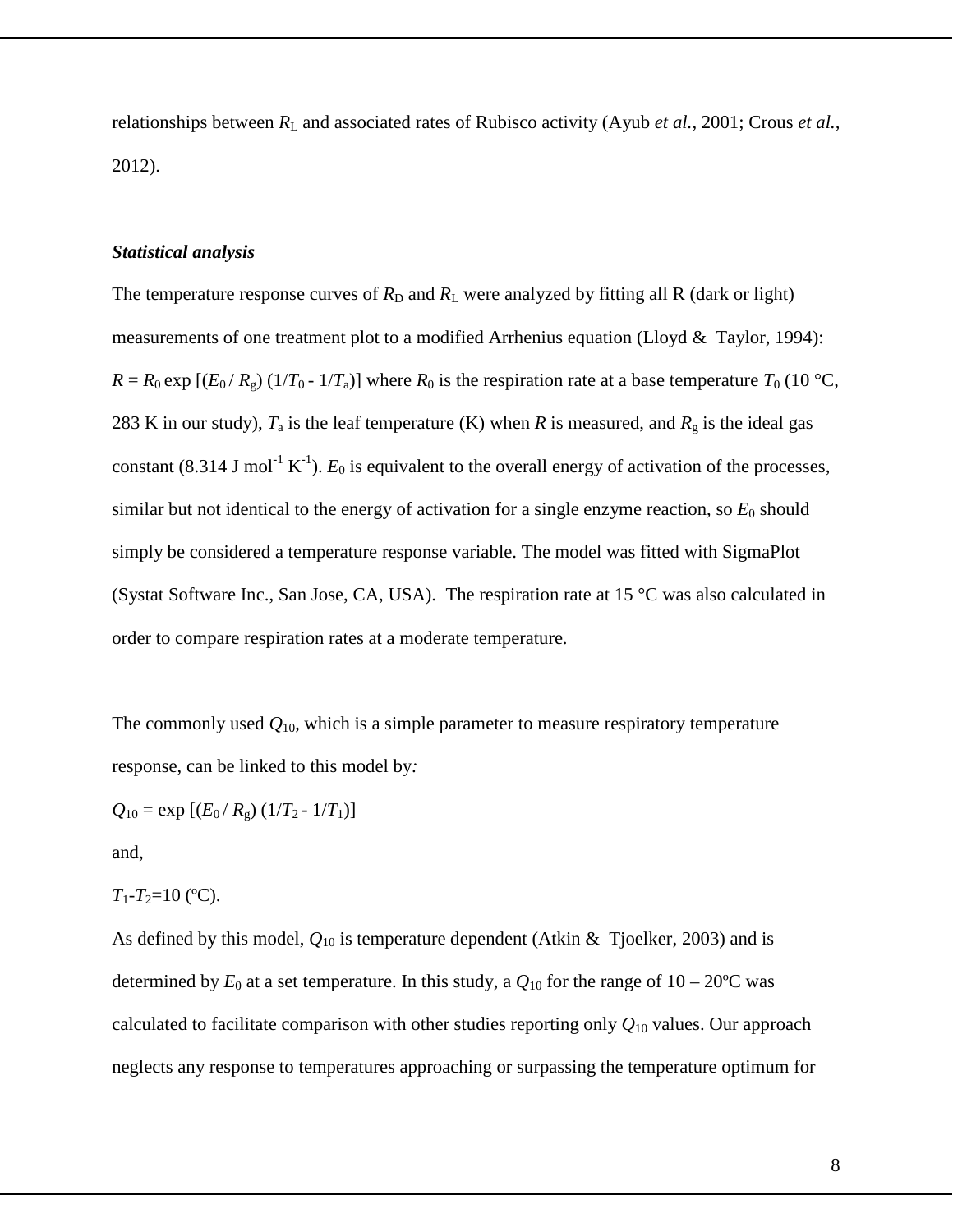relationships between $R_L$ and associated rates of Rubisco activity (Ayub *et al.*, 2001; Crous *et al.*, 2012).

***Statistical analysis***

The temperature response curves of $R_D$ and $R_L$ were analyzed by fitting all R (dark or light) measurements of one treatment plot to a modified Arrhenius equation (Lloyd & Taylor, 1994): $R = R_0 \exp [(E_0 / R_g) (1/T_0 - 1/T_a)]$ where $R_0$ is the respiration rate at a base temperature $T_0$ (10 °C, 283 K in our study), $T_a$ is the leaf temperature (K) when $R$ is measured, and $R_g$ is the ideal gas constant (8.314 J mol$^{-1}$ K$^{-1}$). $E_0$ is equivalent to the overall energy of activation of the processes, similar but not identical to the energy of activation for a single enzyme reaction, so $E_0$ should simply be considered a temperature response variable. The model was fitted with SigmaPlot (Systat Software Inc., San Jose, CA, USA). The respiration rate at 15 °C was also calculated in order to compare respiration rates at a moderate temperature.

The commonly used $Q_{10}$, which is a simple parameter to measure respiratory temperature response, can be linked to this model by*:*

$Q_{10} = \exp [(E_0 / R_g) (1/T_2 - 1/T_1)]$

and,

$T_1$-$T_2$=10 (ºC).

As defined by this model, $Q_{10}$ is temperature dependent (Atkin & Tjoelker, 2003) and is determined by $E_0$ at a set temperature. In this study, a $Q_{10}$ for the range of 10 – 20ºC was calculated to facilitate comparison with other studies reporting only $Q_{10}$ values. Our approach neglects any response to temperatures approaching or surpassing the temperature optimum for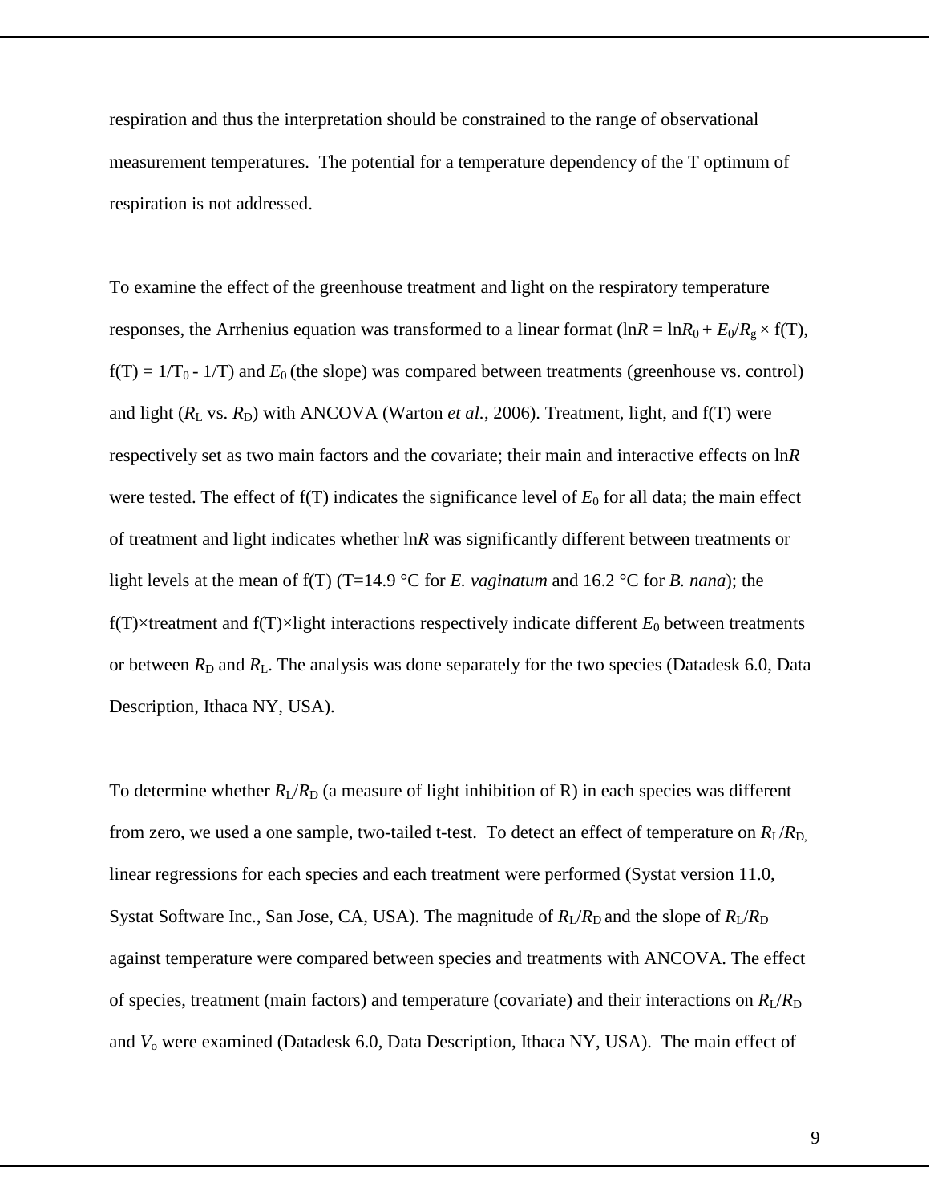respiration and thus the interpretation should be constrained to the range of observational measurement temperatures. The potential for a temperature dependency of the T optimum of respiration is not addressed.

To examine the effect of the greenhouse treatment and light on the respiratory temperature responses, the Arrhenius equation was transformed to a linear format ($\ln R = \ln R_0 + E_0/R_g \times f(T)$, $f(T) = 1/T_0 - 1/T$) and $E_0$ (the slope) was compared between treatments (greenhouse vs. control) and light ($R_L$ vs. $R_D$) with ANCOVA (Warton *et al.*, 2006). Treatment, light, and f(T) were respectively set as two main factors and the covariate; their main and interactive effects on $\ln R$ were tested. The effect of f(T) indicates the significance level of $E_0$ for all data; the main effect of treatment and light indicates whether $\ln R$ was significantly different between treatments or light levels at the mean of f(T) (T=14.9 °C for *E. vaginatum* and 16.2 °C for *B. nana*); the f(T)×treatment and f(T)×light interactions respectively indicate different $E_0$ between treatments or between $R_D$ and $R_L$. The analysis was done separately for the two species (Datadesk 6.0, Data Description, Ithaca NY, USA).

To determine whether $R_L/R_D$ (a measure of light inhibition of R) in each species was different from zero, we used a one sample, two-tailed t-test. To detect an effect of temperature on $R_L/R_D$, linear regressions for each species and each treatment were performed (Systat version 11.0, Systat Software Inc., San Jose, CA, USA). The magnitude of $R_L/R_D$ and the slope of $R_L/R_D$ against temperature were compared between species and treatments with ANCOVA. The effect of species, treatment (main factors) and temperature (covariate) and their interactions on $R_L/R_D$ and $V_o$ were examined (Datadesk 6.0, Data Description, Ithaca NY, USA). The main effect of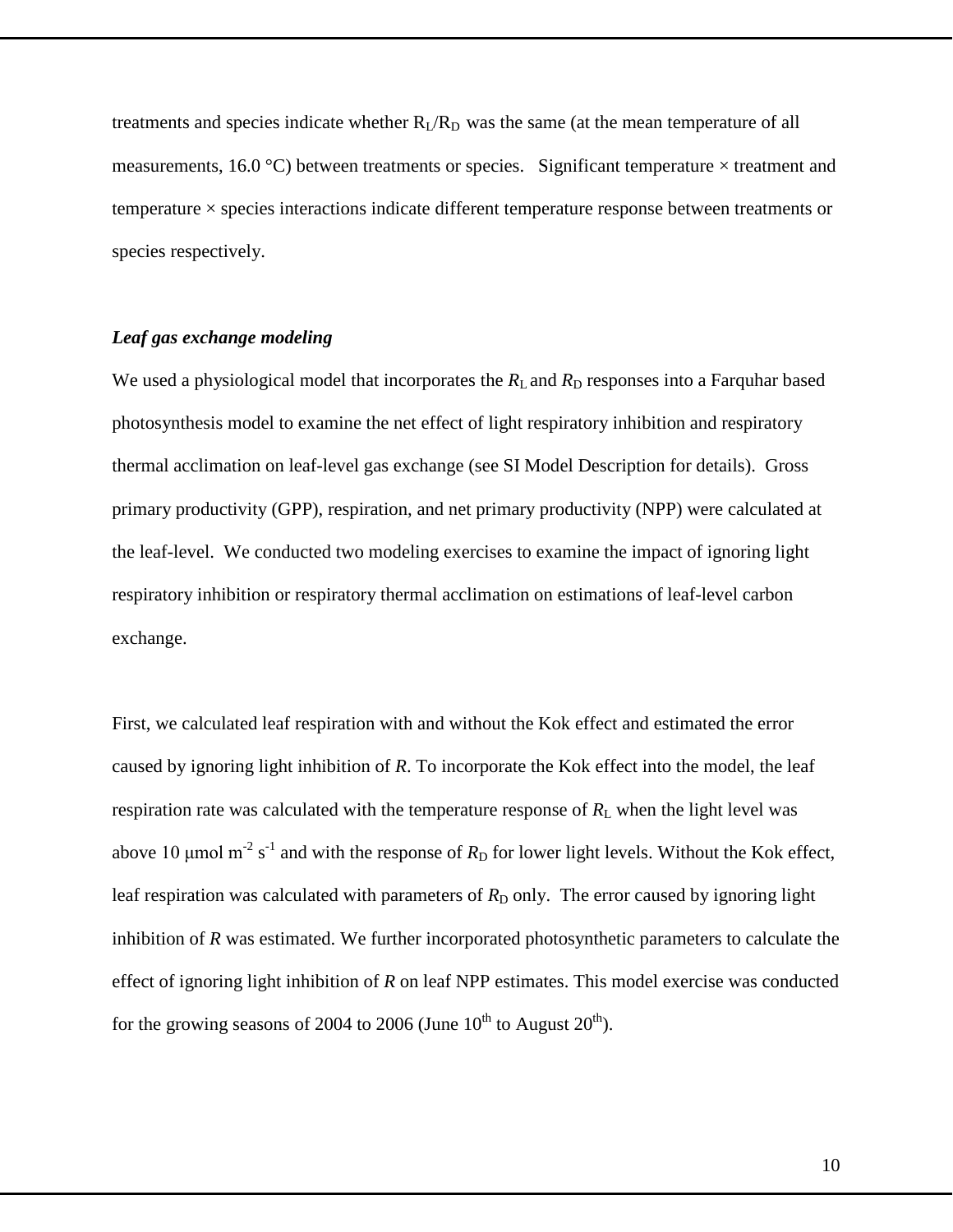treatments and species indicate whether $R_L/R_D$ was the same (at the mean temperature of all measurements, 16.0 °C) between treatments or species. Significant temperature × treatment and temperature × species interactions indicate different temperature response between treatments or species respectively.

### *Leaf gas exchange modeling*

We used a physiological model that incorporates the $R_L$ and $R_D$ responses into a Farquhar based photosynthesis model to examine the net effect of light respiratory inhibition and respiratory thermal acclimation on leaf-level gas exchange (see SI Model Description for details). Gross primary productivity (GPP), respiration, and net primary productivity (NPP) were calculated at the leaf-level. We conducted two modeling exercises to examine the impact of ignoring light respiratory inhibition or respiratory thermal acclimation on estimations of leaf-level carbon exchange.

First, we calculated leaf respiration with and without the Kok effect and estimated the error caused by ignoring light inhibition of $R$. To incorporate the Kok effect into the model, the leaf respiration rate was calculated with the temperature response of $R_L$ when the light level was above 10 μmol $m^{-2}$ $s^{-1}$ and with the response of $R_D$ for lower light levels. Without the Kok effect, leaf respiration was calculated with parameters of $R_D$ only. The error caused by ignoring light inhibition of $R$ was estimated. We further incorporated photosynthetic parameters to calculate the effect of ignoring light inhibition of $R$ on leaf NPP estimates. This model exercise was conducted for the growing seasons of 2004 to 2006 (June 10$^{th}$ to August 20$^{th}$).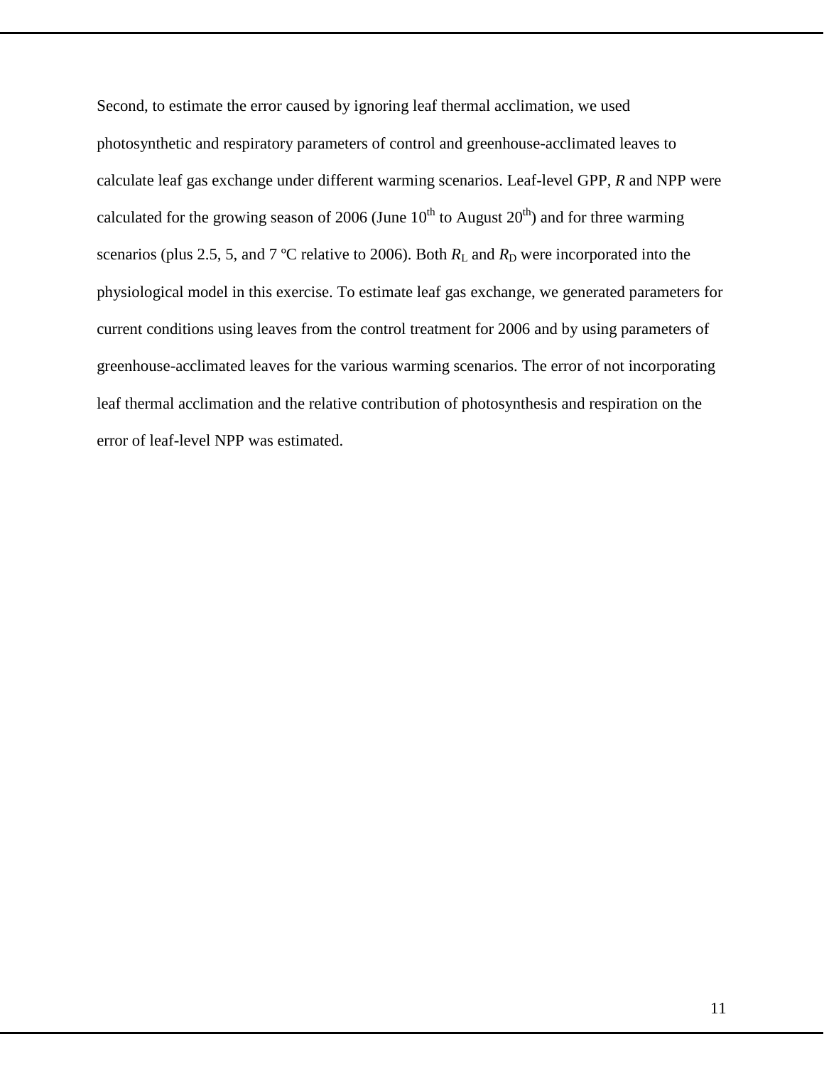Second, to estimate the error caused by ignoring leaf thermal acclimation, we used photosynthetic and respiratory parameters of control and greenhouse-acclimated leaves to calculate leaf gas exchange under different warming scenarios. Leaf-level GPP, *R* and NPP were calculated for the growing season of 2006 (June 10$^{th}$ to August 20$^{th}$) and for three warming scenarios (plus 2.5, 5, and 7 ºC relative to 2006). Both $R_L$ and $R_D$ were incorporated into the physiological model in this exercise. To estimate leaf gas exchange, we generated parameters for current conditions using leaves from the control treatment for 2006 and by using parameters of greenhouse-acclimated leaves for the various warming scenarios. The error of not incorporating leaf thermal acclimation and the relative contribution of photosynthesis and respiration on the error of leaf-level NPP was estimated.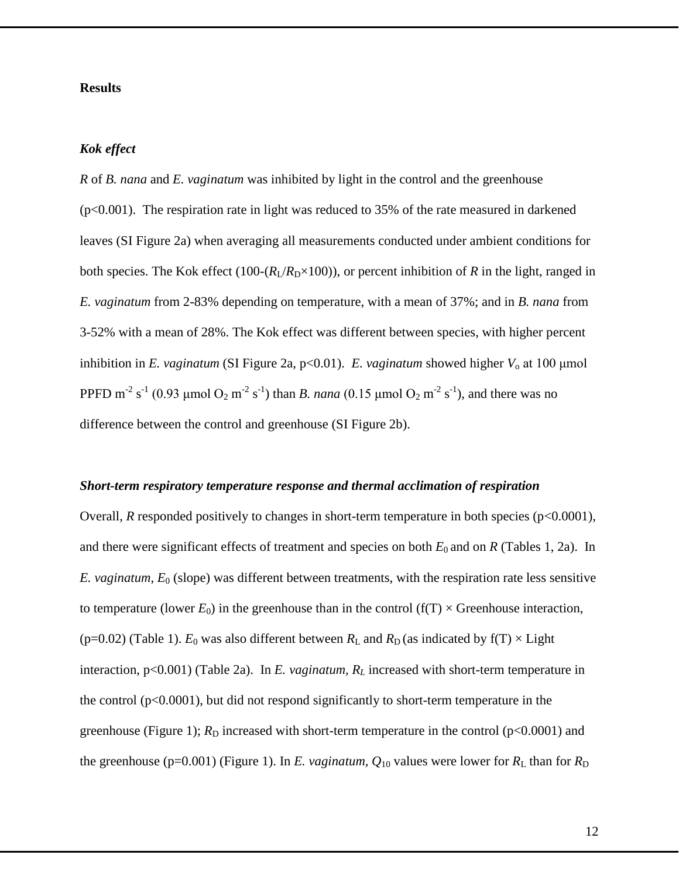## Results

### *Kok effect*

*R* of *B. nana* and *E. vaginatum* was inhibited by light in the control and the greenhouse ($p<0.001$). The respiration rate in light was reduced to 35% of the rate measured in darkened leaves (SI Figure 2a) when averaging all measurements conducted under ambient conditions for both species. The Kok effect ($100-(R_L/R_D \times 100)$), or percent inhibition of *R* in the light, ranged in *E. vaginatum* from 2-83% depending on temperature, with a mean of 37%; and in *B. nana* from 3-52% with a mean of 28%. The Kok effect was different between species, with higher percent inhibition in *E. vaginatum* (SI Figure 2a, $p<0.01$). *E. vaginatum* showed higher $V_o$ at 100 μmol PPFD $m^{-2}$ $s^{-1}$ (0.93 μmol $O_2$ $m^{-2}$ $s^{-1}$) than *B. nana* (0.15 μmol $O_2$ $m^{-2}$ $s^{-1}$), and there was no difference between the control and greenhouse (SI Figure 2b).

### *Short-term respiratory temperature response and thermal acclimation of respiration*

Overall, *R* responded positively to changes in short-term temperature in both species ($p<0.0001$), and there were significant effects of treatment and species on both $E_0$ and on *R* (Tables 1, 2a). In *E. vaginatum*, $E_0$ (slope) was different between treatments, with the respiration rate less sensitive to temperature (lower $E_0$) in the greenhouse than in the control (f(T) × Greenhouse interaction, ($p=0.02$) (Table 1). $E_0$ was also different between $R_L$ and $R_D$ (as indicated by f(T) × Light interaction, $p<0.001$) (Table 2a). In *E. vaginatum*, $R_L$ increased with short-term temperature in the control ($p<0.0001$), but did not respond significantly to short-term temperature in the greenhouse (Figure 1); $R_D$ increased with short-term temperature in the control ($p<0.0001$) and the greenhouse ($p=0.001$) (Figure 1). In *E. vaginatum*, $Q_{10}$ values were lower for $R_L$ than for $R_D$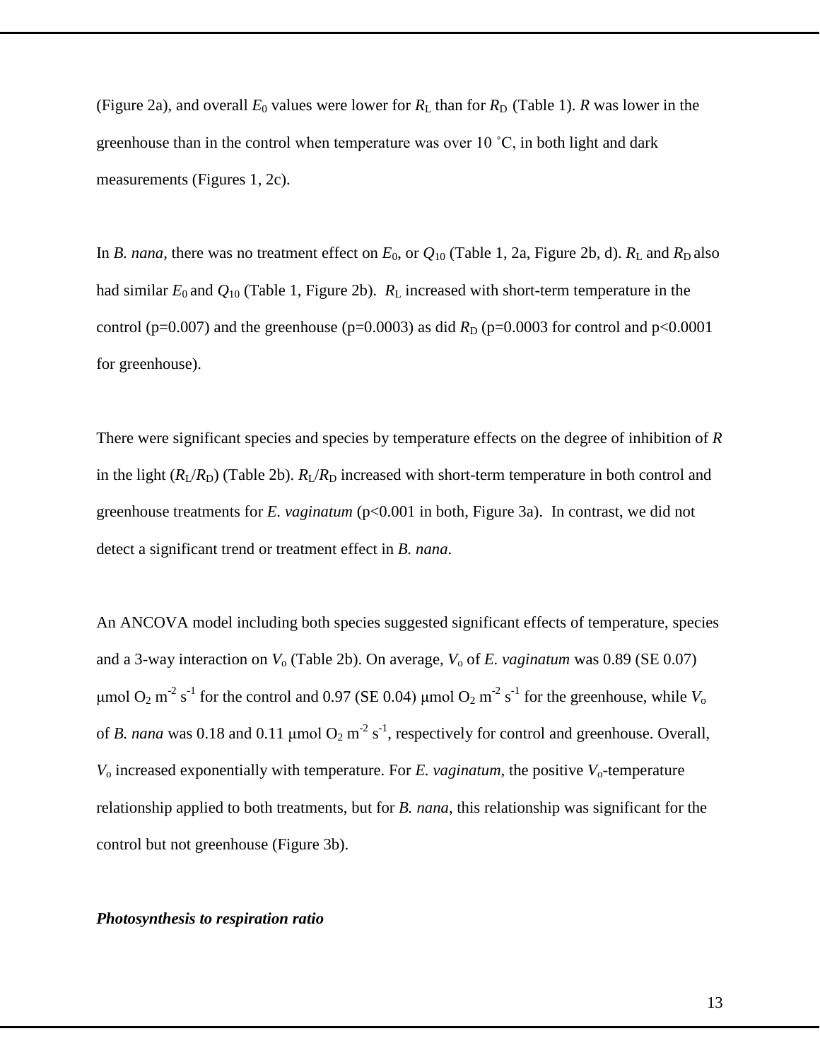(Figure 2a), and overall $E_0$ values were lower for $R_L$ than for $R_D$ (Table 1). *R* was lower in the greenhouse than in the control when temperature was over 10 ˚C, in both light and dark measurements (Figures 1, 2c).

In *B. nana*, there was no treatment effect on $E_0$, or $Q_{10}$ (Table 1, 2a, Figure 2b, d). $R_L$ and $R_D$ also had similar $E_0$ and $Q_{10}$ (Table 1, Figure 2b). $R_L$ increased with short-term temperature in the control ($p=0.007$) and the greenhouse ($p=0.0003$) as did $R_D$ ($p=0.0003$ for control and $p<0.0001$ for greenhouse).

There were significant species and species by temperature effects on the degree of inhibition of *R* in the light ($R_L/R_D$) (Table 2b). $R_L/R_D$ increased with short-term temperature in both control and greenhouse treatments for *E. vaginatum* ($p<0.001$ in both, Figure 3a). In contrast, we did not detect a significant trend or treatment effect in *B. nana*.

An ANCOVA model including both species suggested significant effects of temperature, species and a 3-way interaction on $V_o$ (Table 2b). On average, $V_o$ of *E. vaginatum* was 0.89 (SE 0.07) μmol $O_2$ $m^{-2}$ $s^{-1}$ for the control and 0.97 (SE 0.04) μmol $O_2$ $m^{-2}$ $s^{-1}$ for the greenhouse, while $V_o$ of *B. nana* was 0.18 and 0.11 μmol $O_2$ $m^{-2}$ $s^{-1}$, respectively for control and greenhouse. Overall, $V_o$ increased exponentially with temperature. For *E. vaginatum*, the positive $V_o$-temperature relationship applied to both treatments, but for *B. nana*, this relationship was significant for the control but not greenhouse (Figure 3b).

***Photosynthesis to respiration ratio***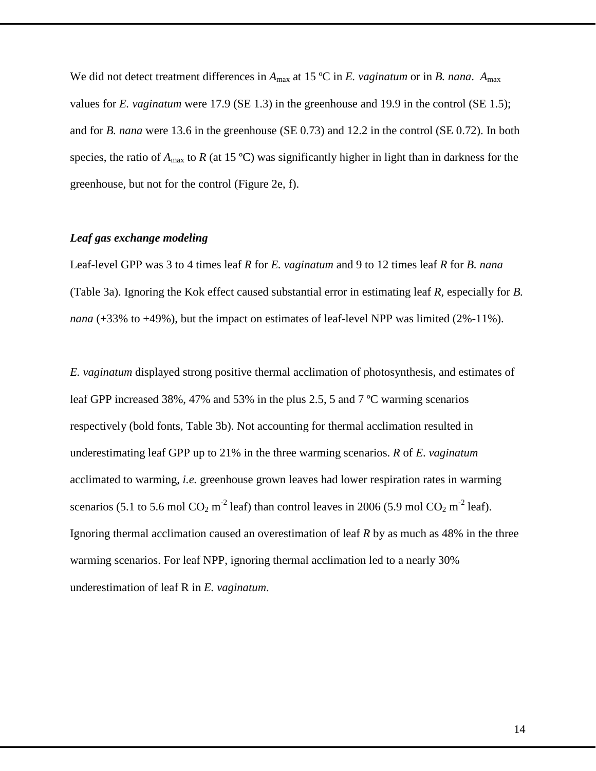We did not detect treatment differences in $A_{max}$ at 15 ºC in *E. vaginatum* or in *B. nana*. $A_{max}$ values for *E. vaginatum* were 17.9 (SE 1.3) in the greenhouse and 19.9 in the control (SE 1.5); and for *B. nana* were 13.6 in the greenhouse (SE 0.73) and 12.2 in the control (SE 0.72). In both species, the ratio of $A_{max}$ to *R* (at 15 ºC) was significantly higher in light than in darkness for the greenhouse, but not for the control (Figure 2e, f).

### *Leaf gas exchange modeling*

Leaf-level GPP was 3 to 4 times leaf *R* for *E. vaginatum* and 9 to 12 times leaf *R* for *B. nana* (Table 3a). Ignoring the Kok effect caused substantial error in estimating leaf *R*, especially for *B. nana* (+33% to +49%), but the impact on estimates of leaf-level NPP was limited (2%-11%).

*E. vaginatum* displayed strong positive thermal acclimation of photosynthesis, and estimates of leaf GPP increased 38%, 47% and 53% in the plus 2.5, 5 and 7 ºC warming scenarios respectively (bold fonts, Table 3b). Not accounting for thermal acclimation resulted in underestimating leaf GPP up to 21% in the three warming scenarios. *R* of *E. vaginatum* acclimated to warming, *i.e.* greenhouse grown leaves had lower respiration rates in warming scenarios (5.1 to 5.6 mol $CO_2$ $m^{-2}$ leaf) than control leaves in 2006 (5.9 mol $CO_2$ $m^{-2}$ leaf). Ignoring thermal acclimation caused an overestimation of leaf *R* by as much as 48% in the three warming scenarios. For leaf NPP, ignoring thermal acclimation led to a nearly 30% underestimation of leaf R in *E. vaginatum*.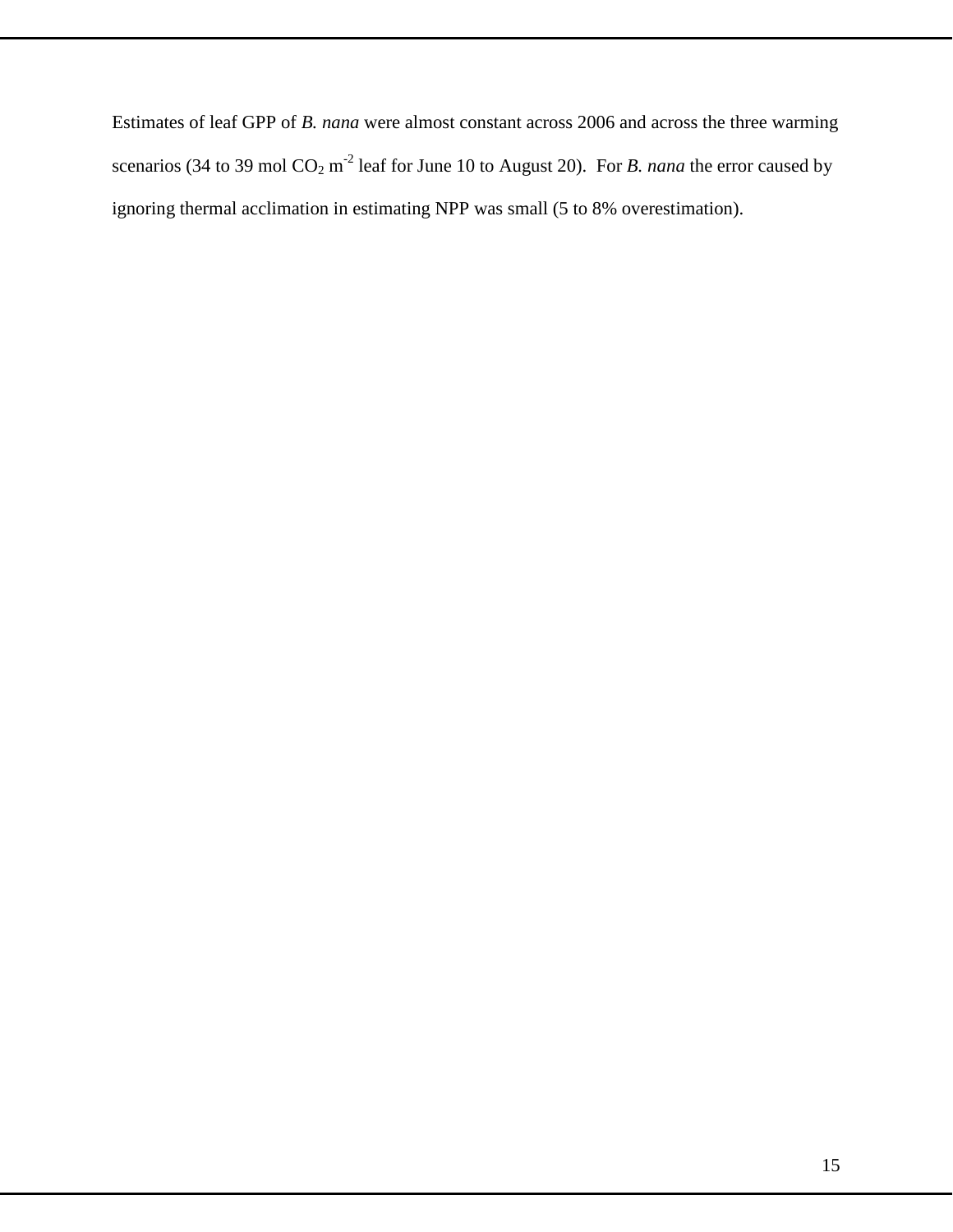Estimates of leaf GPP of *B. nana* were almost constant across 2006 and across the three warming scenarios (34 to 39 mol $CO_2$ $m^{-2}$ leaf for June 10 to August 20). For *B. nana* the error caused by ignoring thermal acclimation in estimating NPP was small (5 to 8% overestimation).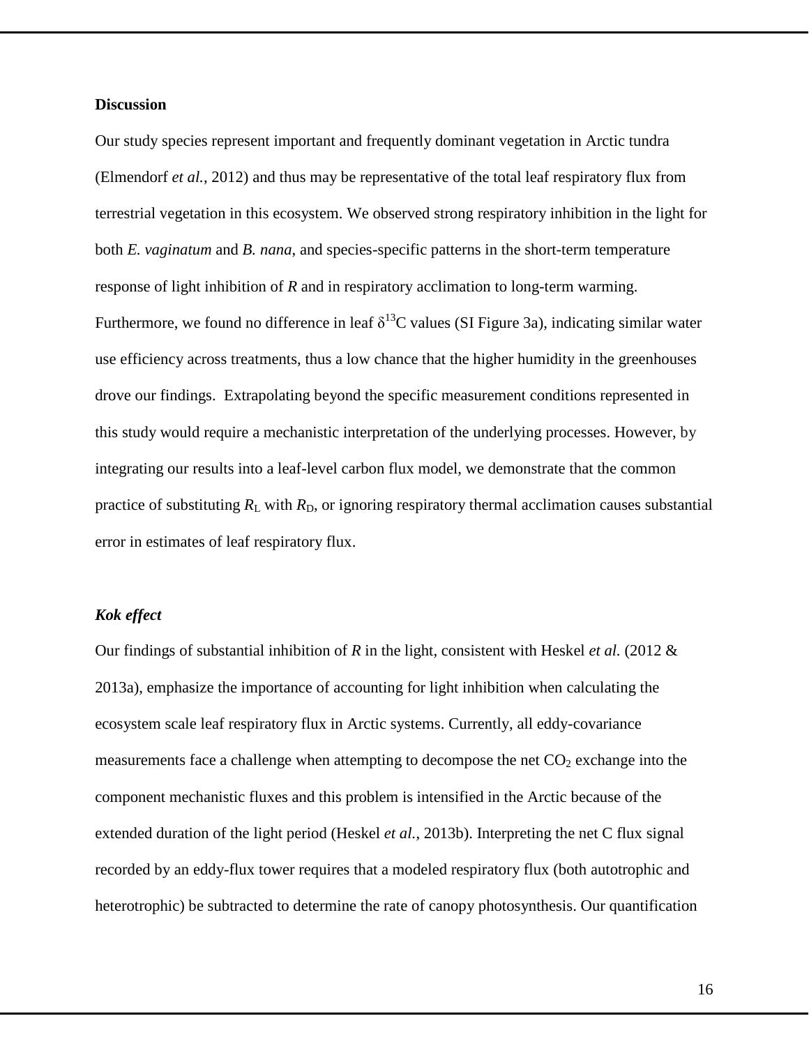## Discussion

Our study species represent important and frequently dominant vegetation in Arctic tundra (Elmendorf *et al.*, 2012) and thus may be representative of the total leaf respiratory flux from terrestrial vegetation in this ecosystem. We observed strong respiratory inhibition in the light for both *E. vaginatum* and *B. nana*, and species-specific patterns in the short-term temperature response of light inhibition of *R* and in respiratory acclimation to long-term warming. Furthermore, we found no difference in leaf $\delta^{13}C$ values (SI Figure 3a), indicating similar water use efficiency across treatments, thus a low chance that the higher humidity in the greenhouses drove our findings. Extrapolating beyond the specific measurement conditions represented in this study would require a mechanistic interpretation of the underlying processes. However, by integrating our results into a leaf-level carbon flux model, we demonstrate that the common practice of substituting $R_L$ with $R_D$, or ignoring respiratory thermal acclimation causes substantial error in estimates of leaf respiratory flux.

### *Kok effect*

Our findings of substantial inhibition of *R* in the light, consistent with Heskel *et al.* (2012 & 2013a), emphasize the importance of accounting for light inhibition when calculating the ecosystem scale leaf respiratory flux in Arctic systems. Currently, all eddy-covariance measurements face a challenge when attempting to decompose the net $CO_2$ exchange into the component mechanistic fluxes and this problem is intensified in the Arctic because of the extended duration of the light period (Heskel *et al.*, 2013b). Interpreting the net C flux signal recorded by an eddy-flux tower requires that a modeled respiratory flux (both autotrophic and heterotrophic) be subtracted to determine the rate of canopy photosynthesis. Our quantification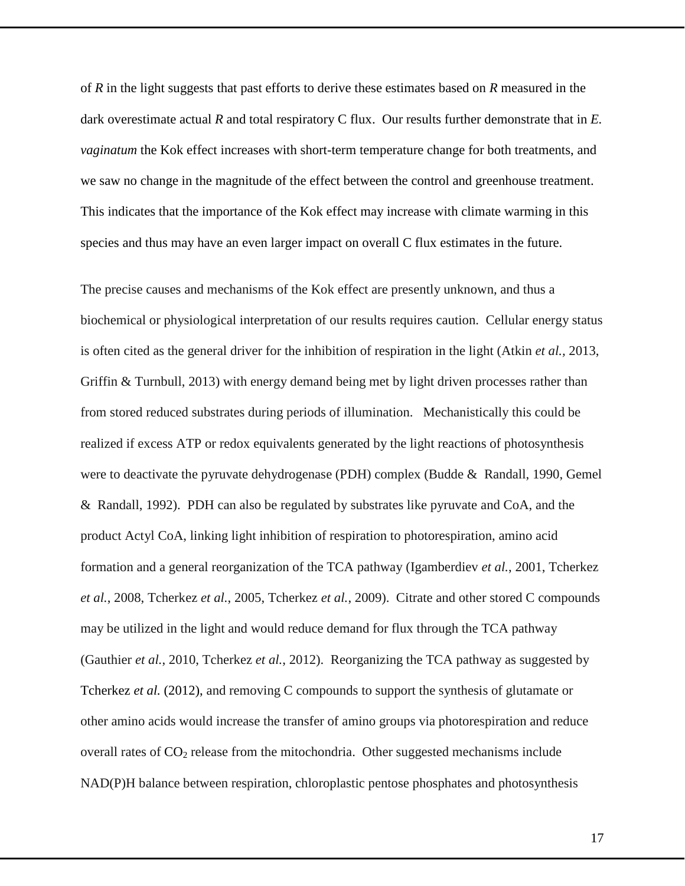of *R* in the light suggests that past efforts to derive these estimates based on *R* measured in the dark overestimate actual *R* and total respiratory C flux. Our results further demonstrate that in *E. vaginatum* the Kok effect increases with short-term temperature change for both treatments, and we saw no change in the magnitude of the effect between the control and greenhouse treatment. This indicates that the importance of the Kok effect may increase with climate warming in this species and thus may have an even larger impact on overall C flux estimates in the future.

The precise causes and mechanisms of the Kok effect are presently unknown, and thus a biochemical or physiological interpretation of our results requires caution. Cellular energy status is often cited as the general driver for the inhibition of respiration in the light (Atkin *et al.*, 2013, Griffin & Turnbull, 2013) with energy demand being met by light driven processes rather than from stored reduced substrates during periods of illumination. Mechanistically this could be realized if excess ATP or redox equivalents generated by the light reactions of photosynthesis were to deactivate the pyruvate dehydrogenase (PDH) complex (Budde & Randall, 1990, Gemel & Randall, 1992). PDH can also be regulated by substrates like pyruvate and CoA, and the product Actyl CoA, linking light inhibition of respiration to photorespiration, amino acid formation and a general reorganization of the TCA pathway (Igamberdiev *et al.*, 2001, Tcherkez *et al.*, 2008, Tcherkez *et al.*, 2005, Tcherkez *et al.*, 2009). Citrate and other stored C compounds may be utilized in the light and would reduce demand for flux through the TCA pathway (Gauthier *et al.*, 2010, Tcherkez *et al.*, 2012). Reorganizing the TCA pathway as suggested by Tcherkez *et al.* (2012), and removing C compounds to support the synthesis of glutamate or other amino acids would increase the transfer of amino groups via photorespiration and reduce overall rates of $CO_2$ release from the mitochondria. Other suggested mechanisms include NAD(P)H balance between respiration, chloroplastic pentose phosphates and photosynthesis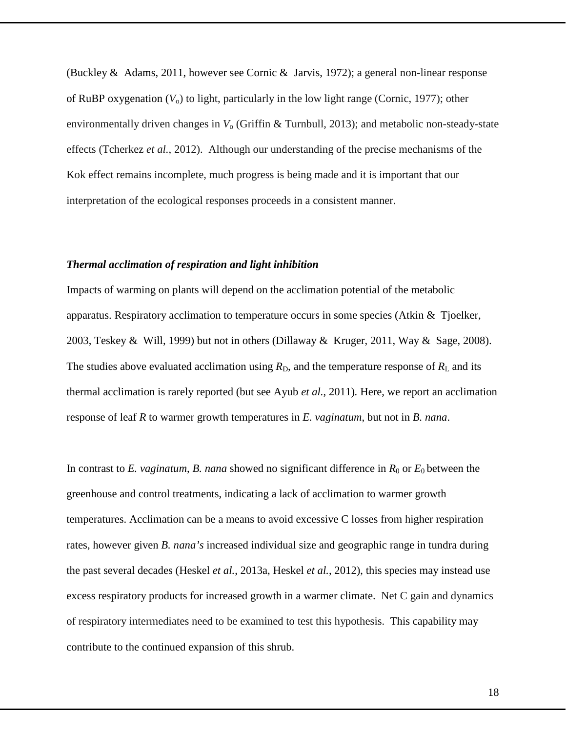(Buckley & Adams, 2011, however see Cornic & Jarvis, 1972); a general non-linear response of RuBP oxygenation ($V_o$) to light, particularly in the low light range (Cornic, 1977); other environmentally driven changes in $V_o$ (Griffin & Turnbull, 2013); and metabolic non-steady-state effects (Tcherkez *et al.*, 2012). Although our understanding of the precise mechanisms of the Kok effect remains incomplete, much progress is being made and it is important that our interpretation of the ecological responses proceeds in a consistent manner.

### ***Thermal acclimation of respiration and light inhibition***

Impacts of warming on plants will depend on the acclimation potential of the metabolic apparatus. Respiratory acclimation to temperature occurs in some species (Atkin & Tjoelker, 2003, Teskey & Will, 1999) but not in others (Dillaway & Kruger, 2011, Way & Sage, 2008). The studies above evaluated acclimation using $R_D$, and the temperature response of $R_L$ and its thermal acclimation is rarely reported (but see Ayub *et al.*, 2011). Here, we report an acclimation response of leaf $R$ to warmer growth temperatures in *E. vaginatum*, but not in *B. nana*.

In contrast to *E. vaginatum*, *B. nana* showed no significant difference in $R_0$ or $E_0$ between the greenhouse and control treatments, indicating a lack of acclimation to warmer growth temperatures. Acclimation can be a means to avoid excessive C losses from higher respiration rates, however given *B. nana's* increased individual size and geographic range in tundra during the past several decades (Heskel *et al.*, 2013a, Heskel *et al.*, 2012), this species may instead use excess respiratory products for increased growth in a warmer climate. Net C gain and dynamics of respiratory intermediates need to be examined to test this hypothesis. This capability may contribute to the continued expansion of this shrub.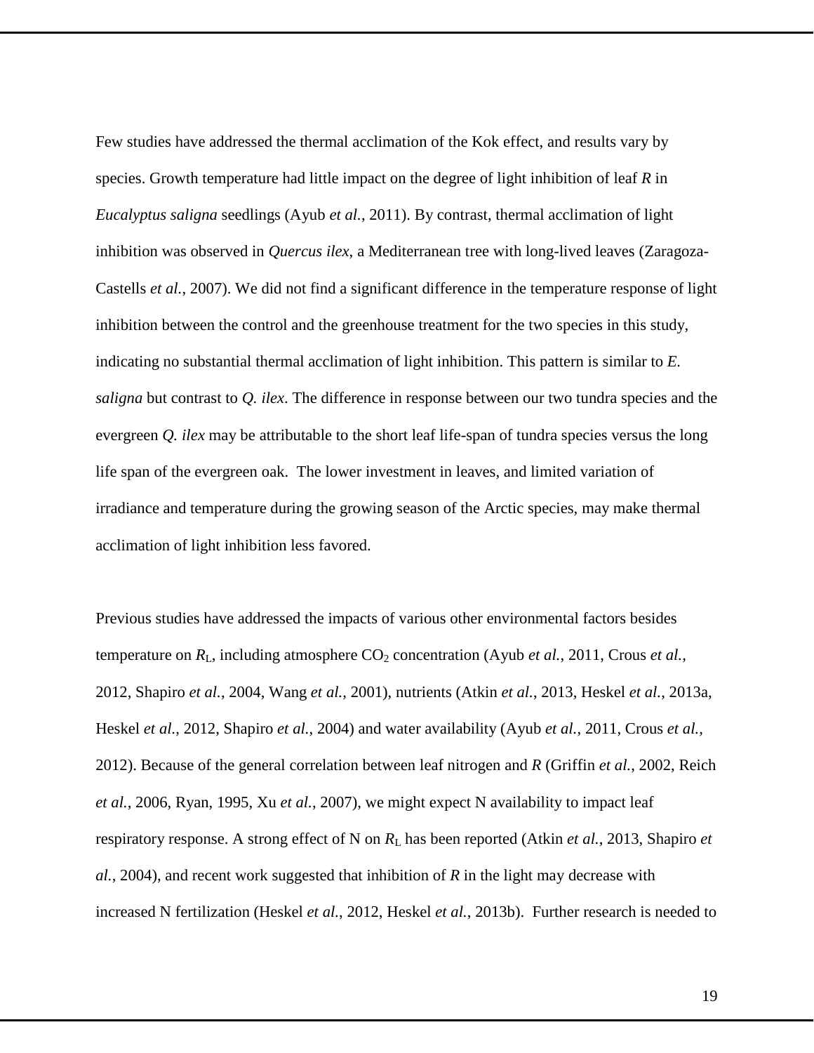Few studies have addressed the thermal acclimation of the Kok effect, and results vary by species. Growth temperature had little impact on the degree of light inhibition of leaf $R$ in *Eucalyptus saligna* seedlings (Ayub *et al.*, 2011). By contrast, thermal acclimation of light inhibition was observed in *Quercus ilex*, a Mediterranean tree with long-lived leaves (Zaragoza-Castells *et al.*, 2007). We did not find a significant difference in the temperature response of light inhibition between the control and the greenhouse treatment for the two species in this study, indicating no substantial thermal acclimation of light inhibition. This pattern is similar to *E. saligna* but contrast to *Q. ilex*. The difference in response between our two tundra species and the evergreen *Q. ilex* may be attributable to the short leaf life-span of tundra species versus the long life span of the evergreen oak. The lower investment in leaves, and limited variation of irradiance and temperature during the growing season of the Arctic species, may make thermal acclimation of light inhibition less favored.

Previous studies have addressed the impacts of various other environmental factors besides temperature on $R_L$, including atmosphere $CO_2$ concentration (Ayub *et al.*, 2011, Crous *et al.*, 2012, Shapiro *et al.*, 2004, Wang *et al.*, 2001), nutrients (Atkin *et al.*, 2013, Heskel *et al.*, 2013a, Heskel *et al.*, 2012, Shapiro *et al.*, 2004) and water availability (Ayub *et al.*, 2011, Crous *et al.*, 2012). Because of the general correlation between leaf nitrogen and $R$ (Griffin *et al.*, 2002, Reich *et al.*, 2006, Ryan, 1995, Xu *et al.*, 2007), we might expect N availability to impact leaf respiratory response. A strong effect of N on $R_L$ has been reported (Atkin *et al.*, 2013, Shapiro *et al.*, 2004), and recent work suggested that inhibition of $R$ in the light may decrease with increased N fertilization (Heskel *et al.*, 2012, Heskel *et al.*, 2013b). Further research is needed to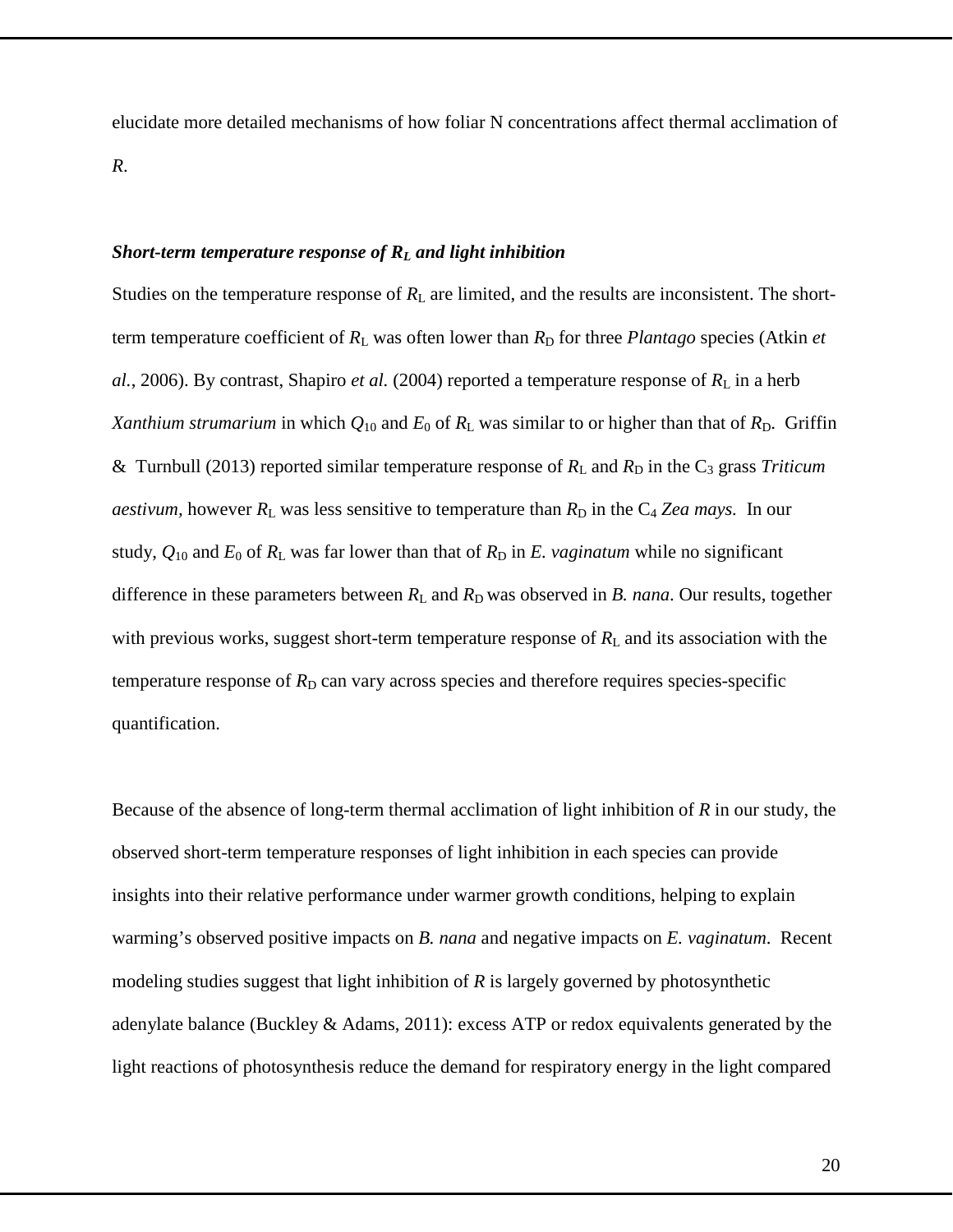elucidate more detailed mechanisms of how foliar N concentrations affect thermal acclimation of *R*.

### *Short-term temperature response of $R_L$ and light inhibition*

Studies on the temperature response of $R_L$ are limited, and the results are inconsistent. The short-term temperature coefficient of $R_L$ was often lower than $R_D$ for three *Plantago* species (Atkin *et al.*, 2006). By contrast, Shapiro *et al.* (2004) reported a temperature response of $R_L$ in a herb *Xanthium strumarium* in which $Q_{10}$ and $E_0$ of $R_L$ was similar to or higher than that of $R_D$. Griffin & Turnbull (2013) reported similar temperature response of $R_L$ and $R_D$ in the $C_3$ grass *Triticum aestivum*, however $R_L$ was less sensitive to temperature than $R_D$ in the $C_4$ *Zea mays*. In our study, $Q_{10}$ and $E_0$ of $R_L$ was far lower than that of $R_D$ in *E. vaginatum* while no significant difference in these parameters between $R_L$ and $R_D$ was observed in *B. nana*. Our results, together with previous works, suggest short-term temperature response of $R_L$ and its association with the temperature response of $R_D$ can vary across species and therefore requires species-specific quantification.

Because of the absence of long-term thermal acclimation of light inhibition of *R* in our study, the observed short-term temperature responses of light inhibition in each species can provide insights into their relative performance under warmer growth conditions, helping to explain warming's observed positive impacts on *B. nana* and negative impacts on *E. vaginatum*. Recent modeling studies suggest that light inhibition of *R* is largely governed by photosynthetic adenylate balance (Buckley & Adams, 2011): excess ATP or redox equivalents generated by the light reactions of photosynthesis reduce the demand for respiratory energy in the light compared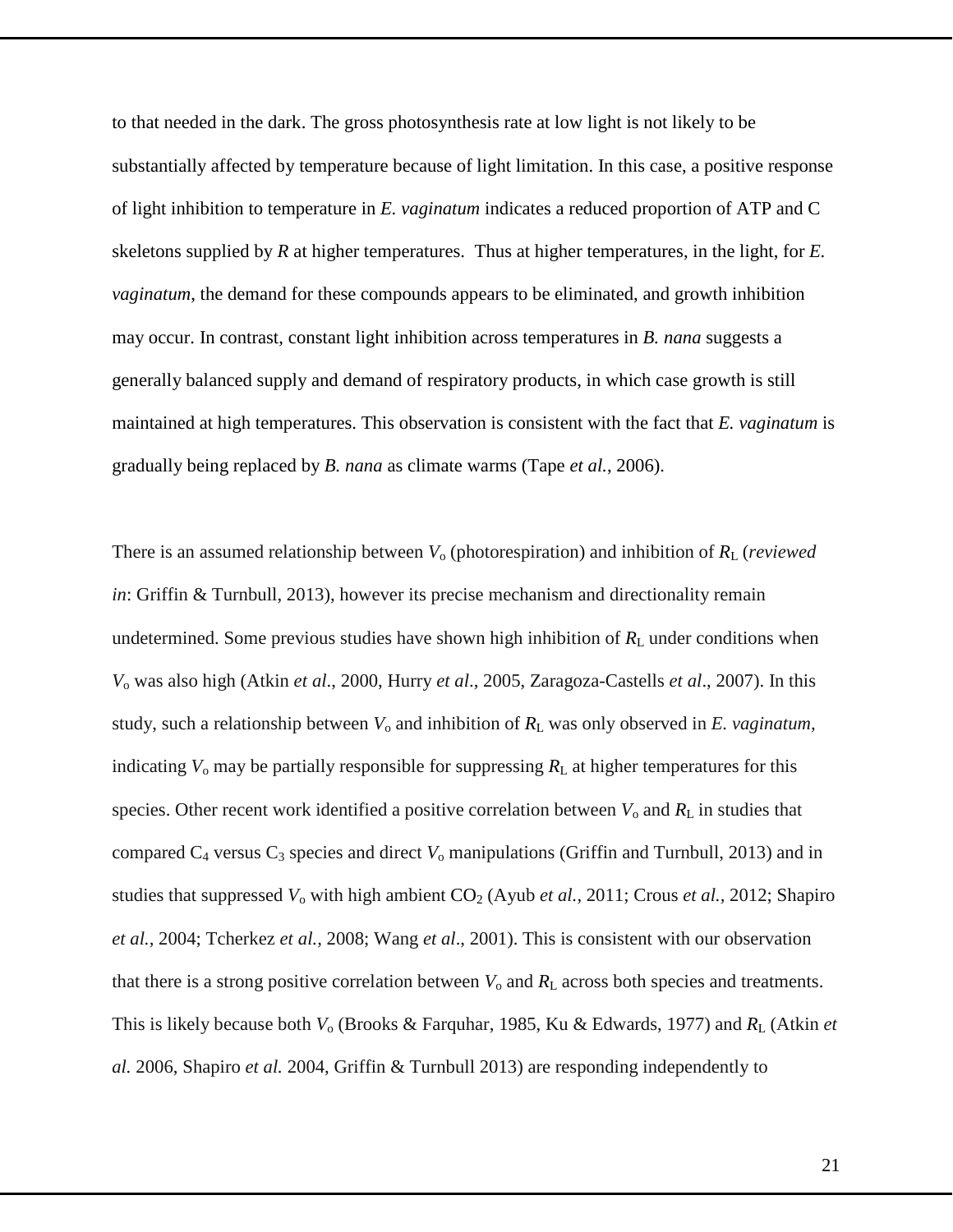to that needed in the dark. The gross photosynthesis rate at low light is not likely to be substantially affected by temperature because of light limitation. In this case, a positive response of light inhibition to temperature in *E. vaginatum* indicates a reduced proportion of ATP and C skeletons supplied by *R* at higher temperatures. Thus at higher temperatures, in the light, for *E. vaginatum*, the demand for these compounds appears to be eliminated, and growth inhibition may occur. In contrast, constant light inhibition across temperatures in *B. nana* suggests a generally balanced supply and demand of respiratory products, in which case growth is still maintained at high temperatures. This observation is consistent with the fact that *E. vaginatum* is gradually being replaced by *B. nana* as climate warms (Tape *et al.*, 2006).

There is an assumed relationship between $V_o$ (photorespiration) and inhibition of $R_L$ (*reviewed in*: Griffin & Turnbull, 2013), however its precise mechanism and directionality remain undetermined. Some previous studies have shown high inhibition of $R_L$ under conditions when $V_o$ was also high (Atkin *et al*., 2000, Hurry *et al*., 2005, Zaragoza-Castells *et al*., 2007). In this study, such a relationship between $V_o$ and inhibition of $R_L$ was only observed in *E. vaginatum,* indicating $V_o$ may be partially responsible for suppressing $R_L$ at higher temperatures for this species. Other recent work identified a positive correlation between $V_o$ and $R_L$ in studies that compared $C_4$ versus $C_3$ species and direct $V_o$ manipulations (Griffin and Turnbull, 2013) and in studies that suppressed $V_o$ with high ambient $CO_2$ (Ayub *et al.*, 2011; Crous *et al.*, 2012; Shapiro *et al.*, 2004; Tcherkez *et al.*, 2008; Wang *et al*., 2001). This is consistent with our observation that there is a strong positive correlation between $V_o$ and $R_L$ across both species and treatments. This is likely because both $V_o$ (Brooks & Farquhar, 1985, Ku & Edwards, 1977) and $R_L$ (Atkin *et al.* 2006, Shapiro *et al.* 2004, Griffin & Turnbull 2013) are responding independently to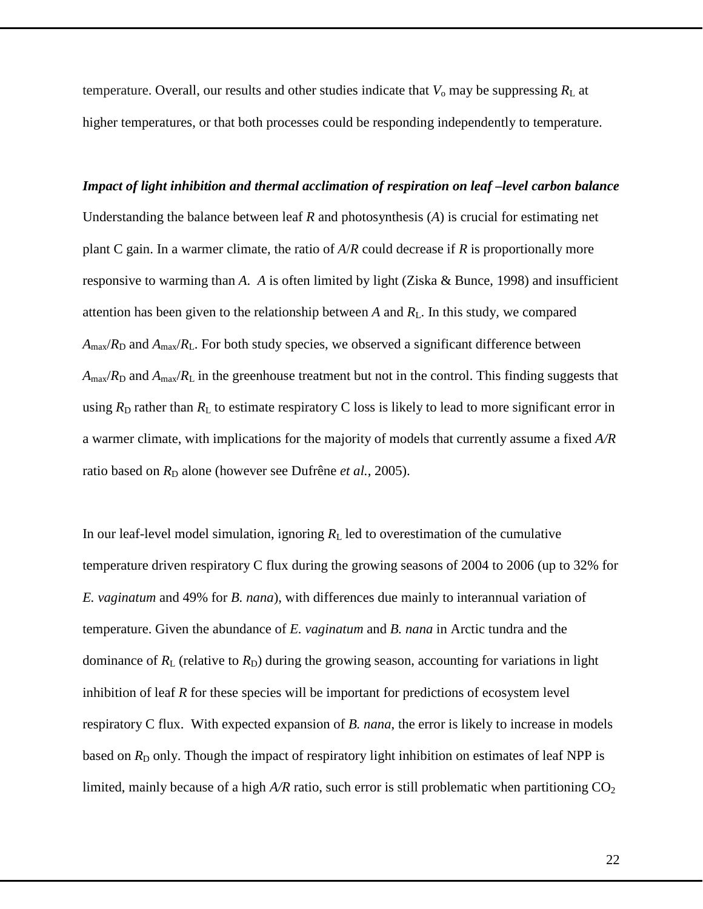temperature. Overall, our results and other studies indicate that $V_o$ may be suppressing $R_L$ at higher temperatures, or that both processes could be responding independently to temperature.

***Impact of light inhibition and thermal acclimation of respiration on leaf –level carbon balance***

Understanding the balance between leaf *R* and photosynthesis (*A*) is crucial for estimating net plant C gain. In a warmer climate, the ratio of *A*/*R* could decrease if *R* is proportionally more responsive to warming than *A*. *A* is often limited by light (Ziska & Bunce, 1998) and insufficient attention has been given to the relationship between *A* and $R_L$. In this study, we compared $A_{max}/R_D$ and $A_{max}/R_L$. For both study species, we observed a significant difference between $A_{max}/R_D$ and $A_{max}/R_L$ in the greenhouse treatment but not in the control. This finding suggests that using $R_D$ rather than $R_L$ to estimate respiratory C loss is likely to lead to more significant error in a warmer climate, with implications for the majority of models that currently assume a fixed *A/R* ratio based on $R_D$ alone (however see Dufrêne *et al.*, 2005).

In our leaf-level model simulation, ignoring $R_L$ led to overestimation of the cumulative temperature driven respiratory C flux during the growing seasons of 2004 to 2006 (up to 32% for *E. vaginatum* and 49% for *B. nana*), with differences due mainly to interannual variation of temperature. Given the abundance of *E. vaginatum* and *B. nana* in Arctic tundra and the dominance of $R_L$ (relative to $R_D$) during the growing season, accounting for variations in light inhibition of leaf *R* for these species will be important for predictions of ecosystem level respiratory C flux. With expected expansion of *B. nana*, the error is likely to increase in models based on $R_D$ only. Though the impact of respiratory light inhibition on estimates of leaf NPP is limited, mainly because of a high *A/R* ratio, such error is still problematic when partitioning $CO_2$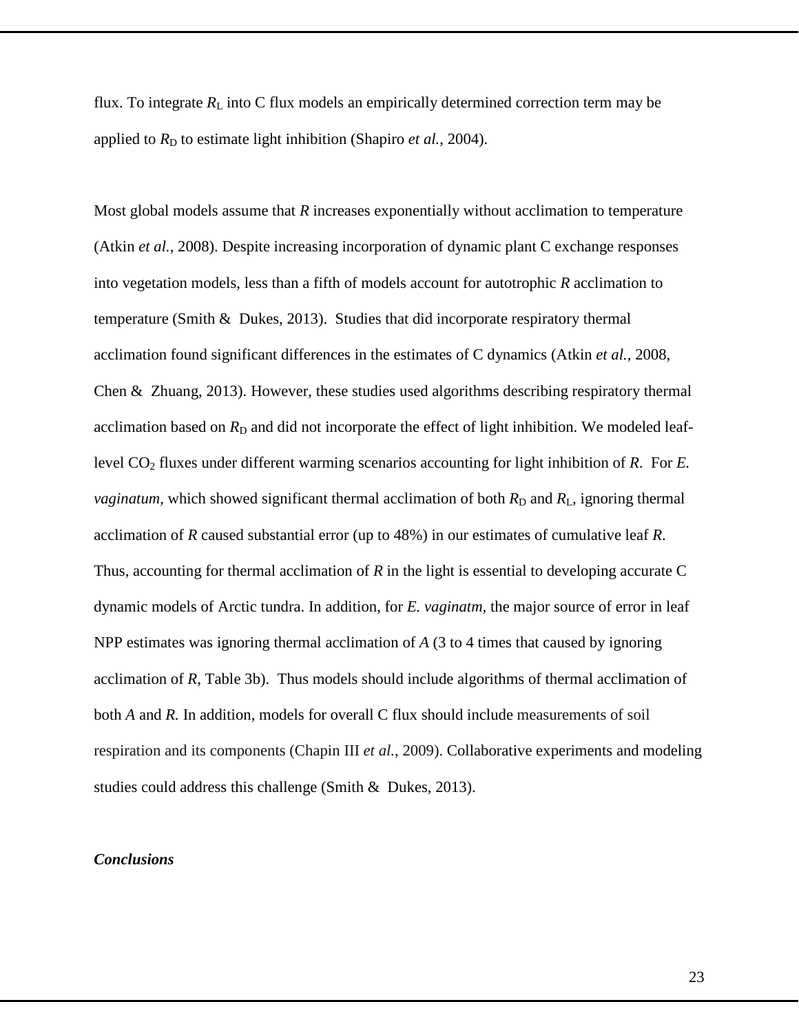flux. To integrate $R_L$ into C flux models an empirically determined correction term may be applied to $R_D$ to estimate light inhibition (Shapiro *et al.*, 2004).

Most global models assume that *R* increases exponentially without acclimation to temperature (Atkin *et al.*, 2008). Despite increasing incorporation of dynamic plant C exchange responses into vegetation models, less than a fifth of models account for autotrophic *R* acclimation to temperature (Smith & Dukes, 2013). Studies that did incorporate respiratory thermal acclimation found significant differences in the estimates of C dynamics (Atkin *et al.*, 2008, Chen & Zhuang, 2013). However, these studies used algorithms describing respiratory thermal acclimation based on $R_D$ and did not incorporate the effect of light inhibition. We modeled leaf-level $CO_2$ fluxes under different warming scenarios accounting for light inhibition of *R*. For *E. vaginatum,* which showed significant thermal acclimation of both $R_D$ and $R_L$, ignoring thermal acclimation of *R* caused substantial error (up to 48%) in our estimates of cumulative leaf *R*. Thus, accounting for thermal acclimation of *R* in the light is essential to developing accurate C dynamic models of Arctic tundra. In addition, for *E. vaginatm,* the major source of error in leaf NPP estimates was ignoring thermal acclimation of *A* (3 to 4 times that caused by ignoring acclimation of *R*, Table 3b). Thus models should include algorithms of thermal acclimation of both *A* and *R.* In addition, models for overall C flux should include measurements of soil respiration and its components (Chapin III *et al.*, 2009). Collaborative experiments and modeling studies could address this challenge (Smith & Dukes, 2013).

### ***Conclusions***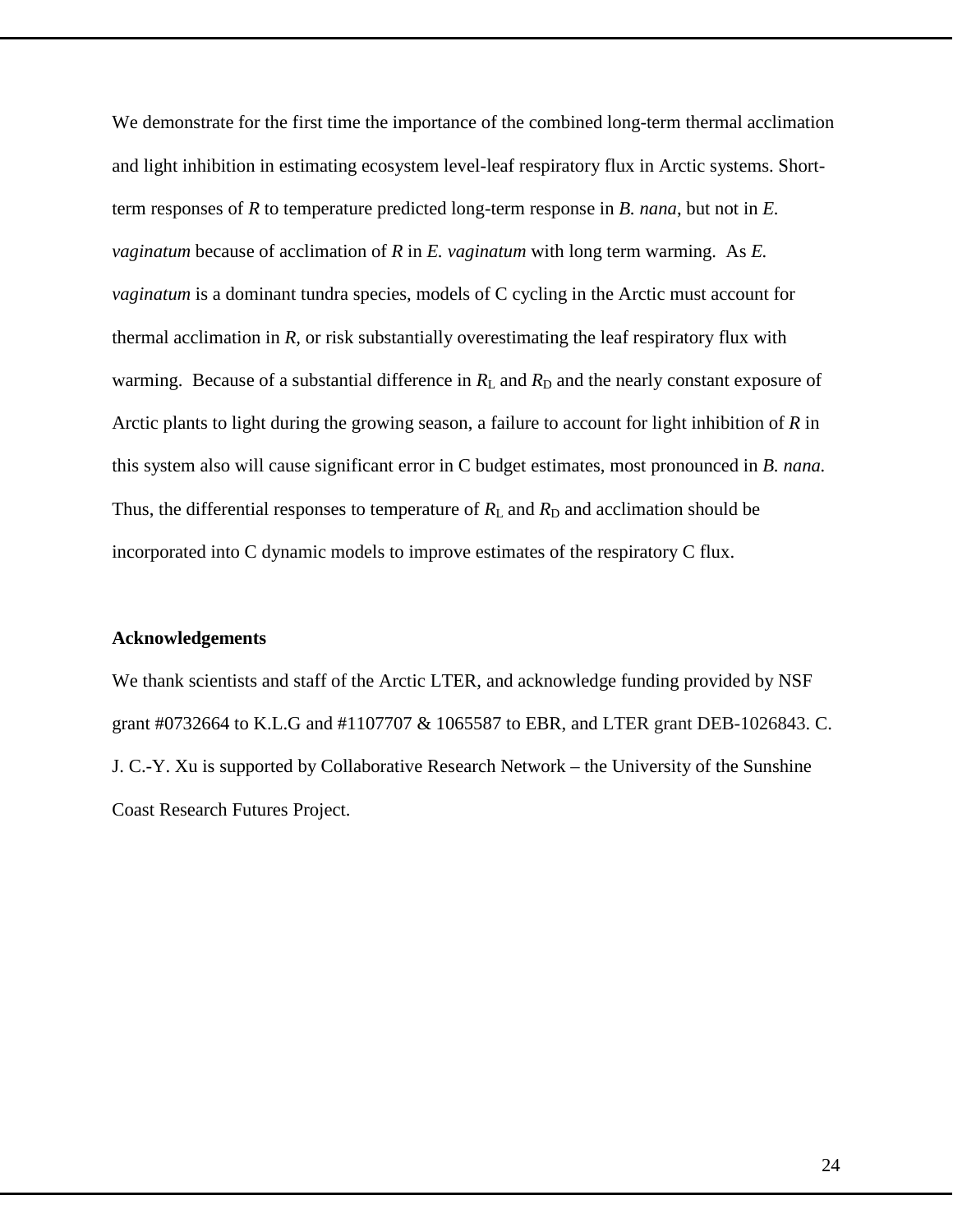We demonstrate for the first time the importance of the combined long-term thermal acclimation and light inhibition in estimating ecosystem level-leaf respiratory flux in Arctic systems. Short-term responses of $R$ to temperature predicted long-term response in *B. nana*, but not in *E. vaginatum* because of acclimation of $R$ in *E. vaginatum* with long term warming. As *E. vaginatum* is a dominant tundra species, models of C cycling in the Arctic must account for thermal acclimation in $R$, or risk substantially overestimating the leaf respiratory flux with warming. Because of a substantial difference in $R_L$ and $R_D$ and the nearly constant exposure of Arctic plants to light during the growing season, a failure to account for light inhibition of $R$ in this system also will cause significant error in C budget estimates, most pronounced in *B. nana*. Thus, the differential responses to temperature of $R_L$ and $R_D$ and acclimation should be incorporated into C dynamic models to improve estimates of the respiratory C flux.

**Acknowledgements**

We thank scientists and staff of the Arctic LTER, and acknowledge funding provided by NSF grant #0732664 to K.L.G and #1107707 & 1065587 to EBR, and LTER grant DEB-1026843. C. J. C.-Y. Xu is supported by Collaborative Research Network – the University of the Sunshine Coast Research Futures Project.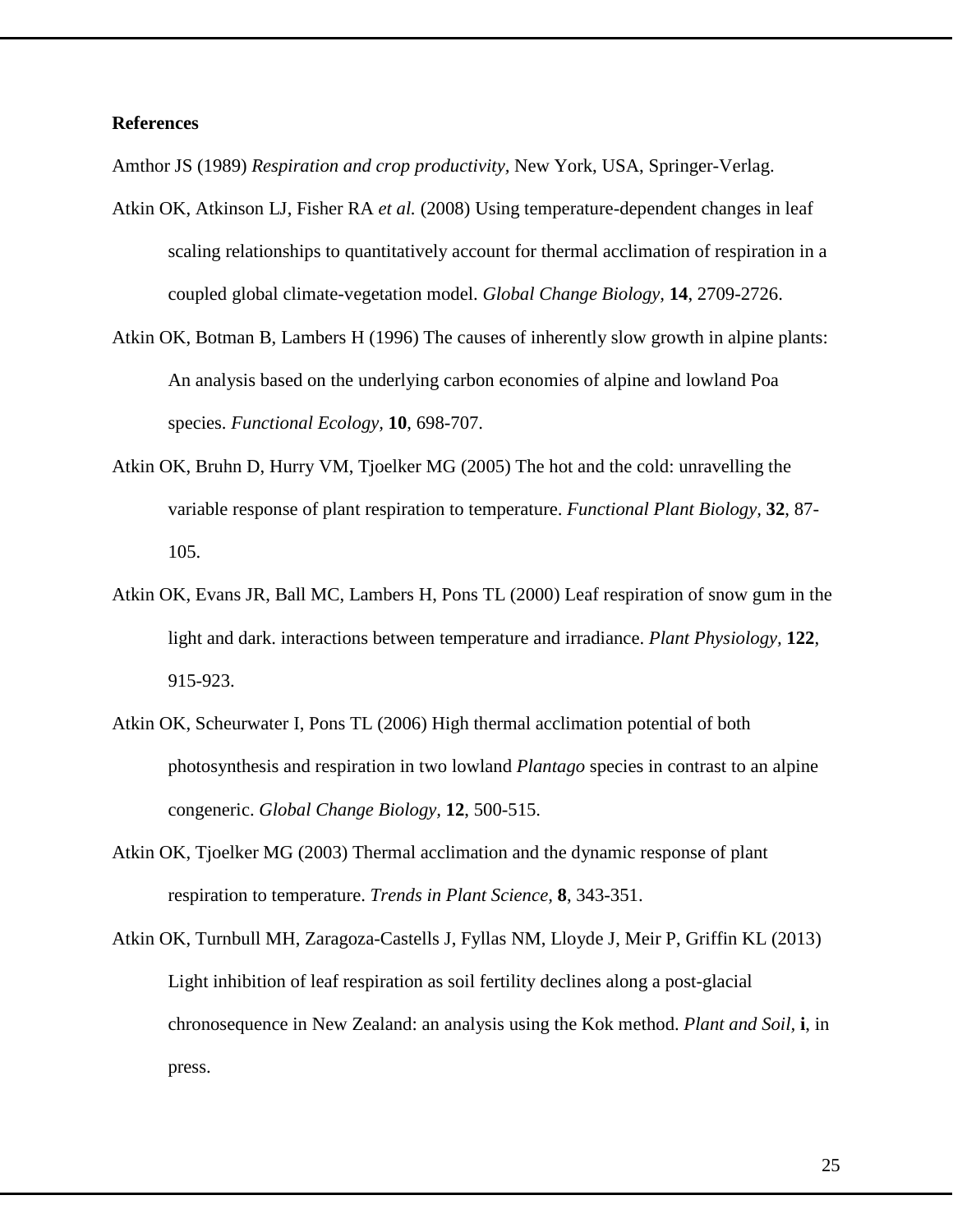**References**

Amthor JS (1989) *Respiration and crop productivity*, New York, USA, Springer-Verlag.

Atkin OK, Atkinson LJ, Fisher RA *et al.* (2008) Using temperature-dependent changes in leaf scaling relationships to quantitatively account for thermal acclimation of respiration in a coupled global climate-vegetation model. *Global Change Biology,* **14**, 2709-2726.

Atkin OK, Botman B, Lambers H (1996) The causes of inherently slow growth in alpine plants: An analysis based on the underlying carbon economies of alpine and lowland Poa species. *Functional Ecology,* **10**, 698-707.

Atkin OK, Bruhn D, Hurry VM, Tjoelker MG (2005) The hot and the cold: unravelling the variable response of plant respiration to temperature. *Functional Plant Biology,* **32**, 87-105.

Atkin OK, Evans JR, Ball MC, Lambers H, Pons TL (2000) Leaf respiration of snow gum in the light and dark. interactions between temperature and irradiance. *Plant Physiology,* **122**, 915-923.

Atkin OK, Scheurwater I, Pons TL (2006) High thermal acclimation potential of both photosynthesis and respiration in two lowland *Plantago* species in contrast to an alpine congeneric. *Global Change Biology,* **12**, 500-515.

Atkin OK, Tjoelker MG (2003) Thermal acclimation and the dynamic response of plant respiration to temperature. *Trends in Plant Science,* **8**, 343-351.

Atkin OK, Turnbull MH, Zaragoza-Castells J, Fyllas NM, Lloyde J, Meir P, Griffin KL (2013) Light inhibition of leaf respiration as soil fertility declines along a post-glacial chronosequence in New Zealand: an analysis using the Kok method. *Plant and Soil,* **i**, in press.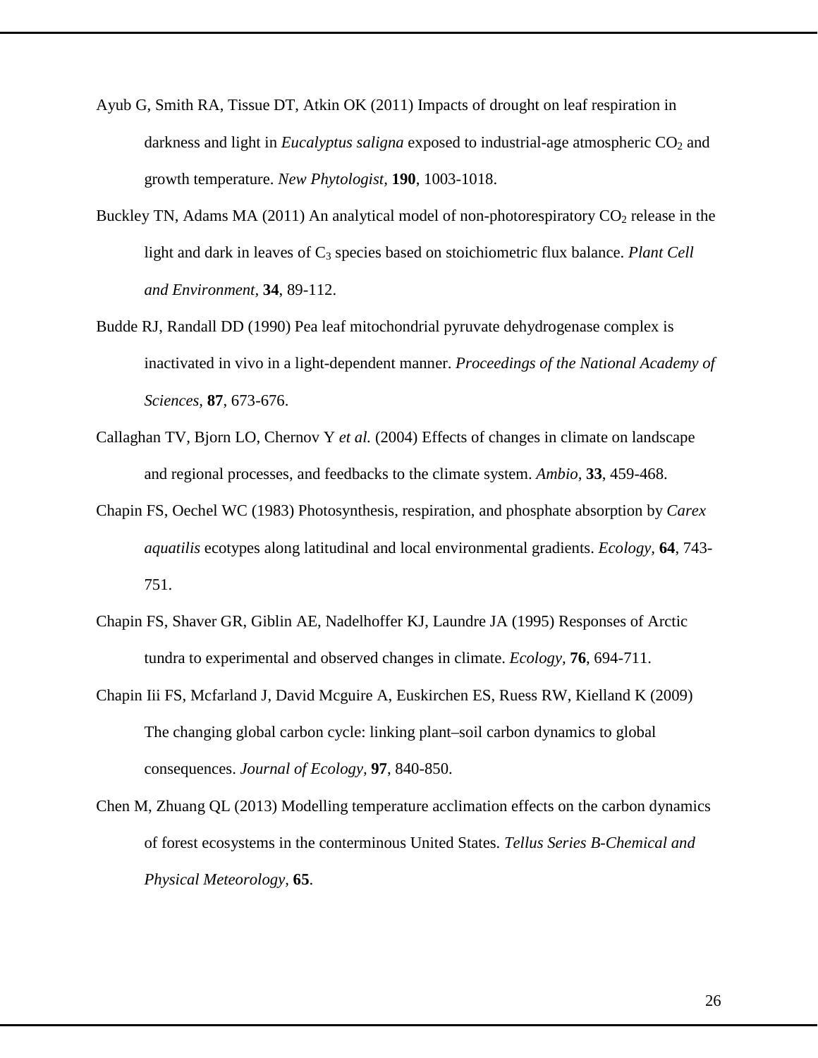Ayub G, Smith RA, Tissue DT, Atkin OK (2011) Impacts of drought on leaf respiration in darkness and light in *Eucalyptus saligna* exposed to industrial-age atmospheric $CO_2$ and growth temperature. *New Phytologist*, **190**, 1003-1018.

Buckley TN, Adams MA (2011) An analytical model of non-photorespiratory $CO_2$ release in the light and dark in leaves of $C_3$ species based on stoichiometric flux balance. *Plant Cell and Environment*, **34**, 89-112.

Budde RJ, Randall DD (1990) Pea leaf mitochondrial pyruvate dehydrogenase complex is inactivated in vivo in a light-dependent manner. *Proceedings of the National Academy of Sciences*, **87**, 673-676.

Callaghan TV, Bjorn LO, Chernov Y *et al.* (2004) Effects of changes in climate on landscape and regional processes, and feedbacks to the climate system. *Ambio*, **33**, 459-468.

Chapin FS, Oechel WC (1983) Photosynthesis, respiration, and phosphate absorption by *Carex aquatilis* ecotypes along latitudinal and local environmental gradients. *Ecology*, **64**, 743-751.

Chapin FS, Shaver GR, Giblin AE, Nadelhoffer KJ, Laundre JA (1995) Responses of Arctic tundra to experimental and observed changes in climate. *Ecology*, **76**, 694-711.

Chapin Iii FS, Mcfarland J, David Mcguire A, Euskirchen ES, Ruess RW, Kielland K (2009) The changing global carbon cycle: linking plant–soil carbon dynamics to global consequences. *Journal of Ecology*, **97**, 840-850.

Chen M, Zhuang QL (2013) Modelling temperature acclimation effects on the carbon dynamics of forest ecosystems in the conterminous United States. *Tellus Series B-Chemical and Physical Meteorology*, **65**.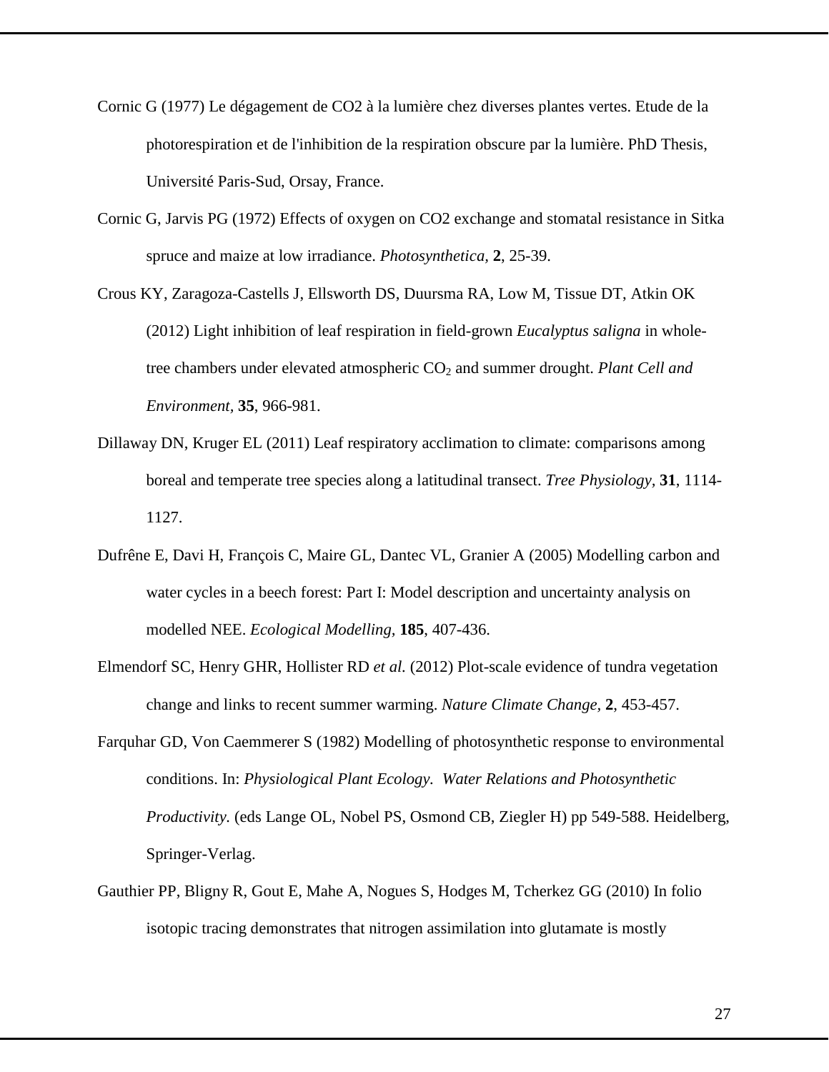Cornic G (1977) Le dégagement de CO2 à la lumière chez diverses plantes vertes. Etude de la photorespiration et de l'inhibition de la respiration obscure par la lumière. PhD Thesis, Université Paris-Sud, Orsay, France.

Cornic G, Jarvis PG (1972) Effects of oxygen on CO2 exchange and stomatal resistance in Sitka spruce and maize at low irradiance. *Photosynthetica*, **2**, 25-39.

Crous KY, Zaragoza-Castells J, Ellsworth DS, Duursma RA, Low M, Tissue DT, Atkin OK (2012) Light inhibition of leaf respiration in field-grown *Eucalyptus saligna* in whole-tree chambers under elevated atmospheric $CO_2$ and summer drought. *Plant Cell and Environment*, **35**, 966-981.

Dillaway DN, Kruger EL (2011) Leaf respiratory acclimation to climate: comparisons among boreal and temperate tree species along a latitudinal transect. *Tree Physiology*, **31**, 1114-1127.

Dufrêne E, Davi H, François C, Maire GL, Dantec VL, Granier A (2005) Modelling carbon and water cycles in a beech forest: Part I: Model description and uncertainty analysis on modelled NEE. *Ecological Modelling*, **185**, 407-436.

Elmendorf SC, Henry GHR, Hollister RD *et al.* (2012) Plot-scale evidence of tundra vegetation change and links to recent summer warming. *Nature Climate Change*, **2**, 453-457.

Farquhar GD, Von Caemmerer S (1982) Modelling of photosynthetic response to environmental conditions. In: *Physiological Plant Ecology. Water Relations and Photosynthetic Productivity.* (eds Lange OL, Nobel PS, Osmond CB, Ziegler H) pp 549-588. Heidelberg, Springer-Verlag.

Gauthier PP, Bligny R, Gout E, Mahe A, Nogues S, Hodges M, Tcherkez GG (2010) In folio isotopic tracing demonstrates that nitrogen assimilation into glutamate is mostly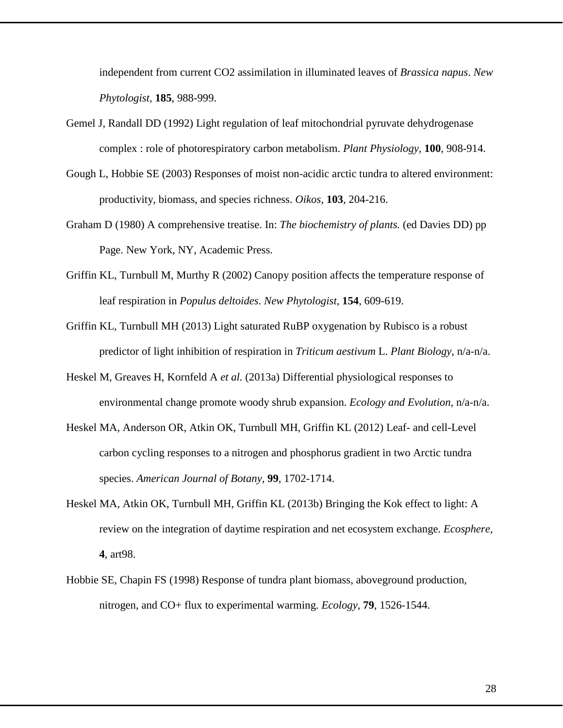independent from current CO2 assimilation in illuminated leaves of *Brassica napus*. *New Phytologist*, **185**, 988-999.

Gemel J, Randall DD (1992) Light regulation of leaf mitochondrial pyruvate dehydrogenase complex : role of photorespiratory carbon metabolism. *Plant Physiology*, **100**, 908-914.

Gough L, Hobbie SE (2003) Responses of moist non-acidic arctic tundra to altered environment: productivity, biomass, and species richness. *Oikos*, **103**, 204-216.

Graham D (1980) A comprehensive treatise. In: *The biochemistry of plants.* (ed Davies DD) pp Page. New York, NY, Academic Press.

Griffin KL, Turnbull M, Murthy R (2002) Canopy position affects the temperature response of leaf respiration in *Populus deltoides*. *New Phytologist*, **154**, 609-619.

Griffin KL, Turnbull MH (2013) Light saturated RuBP oxygenation by Rubisco is a robust predictor of light inhibition of respiration in *Triticum aestivum* L. *Plant Biology*, n/a-n/a.

Heskel M, Greaves H, Kornfeld A *et al.* (2013a) Differential physiological responses to environmental change promote woody shrub expansion. *Ecology and Evolution*, n/a-n/a.

Heskel MA, Anderson OR, Atkin OK, Turnbull MH, Griffin KL (2012) Leaf- and cell-Level carbon cycling responses to a nitrogen and phosphorus gradient in two Arctic tundra species. *American Journal of Botany*, **99**, 1702-1714.

Heskel MA, Atkin OK, Turnbull MH, Griffin KL (2013b) Bringing the Kok effect to light: A review on the integration of daytime respiration and net ecosystem exchange. *Ecosphere*, **4**, art98.

Hobbie SE, Chapin FS (1998) Response of tundra plant biomass, aboveground production, nitrogen, and CO+ flux to experimental warming. *Ecology*, **79**, 1526-1544.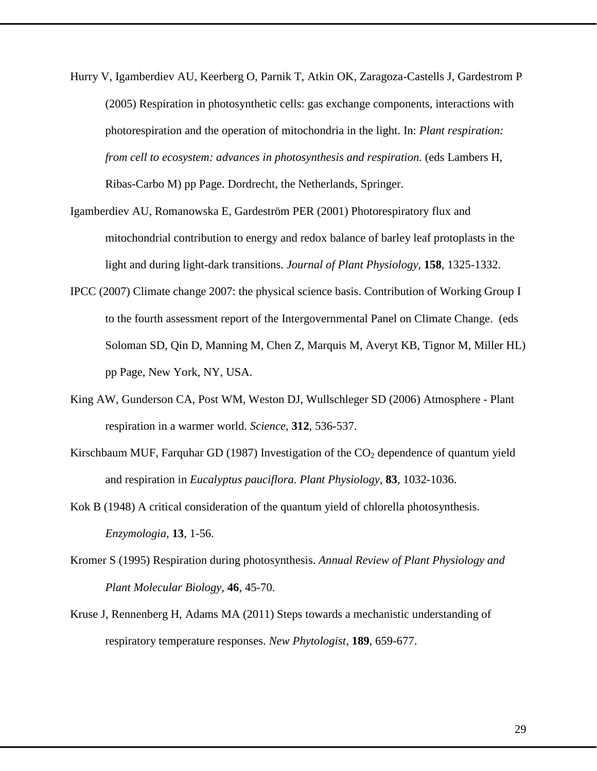Hurry V, Igamberdiev AU, Keerberg O, Parnik T, Atkin OK, Zaragoza-Castells J, Gardestrom P (2005) Respiration in photosynthetic cells: gas exchange components, interactions with photorespiration and the operation of mitochondria in the light. In: *Plant respiration: from cell to ecosystem: advances in photosynthesis and respiration.* (eds Lambers H, Ribas-Carbo M) pp Page. Dordrecht, the Netherlands, Springer.

Igamberdiev AU, Romanowska E, Gardeström PER (2001) Photorespiratory flux and mitochondrial contribution to energy and redox balance of barley leaf protoplasts in the light and during light-dark transitions. *Journal of Plant Physiology,* **158**, 1325-1332.

IPCC (2007) Climate change 2007: the physical science basis. Contribution of Working Group I to the fourth assessment report of the Intergovernmental Panel on Climate Change. (eds Soloman SD, Qin D, Manning M, Chen Z, Marquis M, Averyt KB, Tignor M, Miller HL) pp Page, New York, NY, USA.

King AW, Gunderson CA, Post WM, Weston DJ, Wullschleger SD (2006) Atmosphere - Plant respiration in a warmer world. *Science,* **312**, 536-537.

Kirschbaum MUF, Farquhar GD (1987) Investigation of the $CO_2$ dependence of quantum yield and respiration in *Eucalyptus pauciflora*. *Plant Physiology,* **83**, 1032-1036.

Kok B (1948) A critical consideration of the quantum yield of chlorella photosynthesis. *Enzymologia,* **13**, 1-56.

Kromer S (1995) Respiration during photosynthesis. *Annual Review of Plant Physiology and Plant Molecular Biology,* **46**, 45-70.

Kruse J, Rennenberg H, Adams MA (2011) Steps towards a mechanistic understanding of respiratory temperature responses. *New Phytologist,* **189**, 659-677.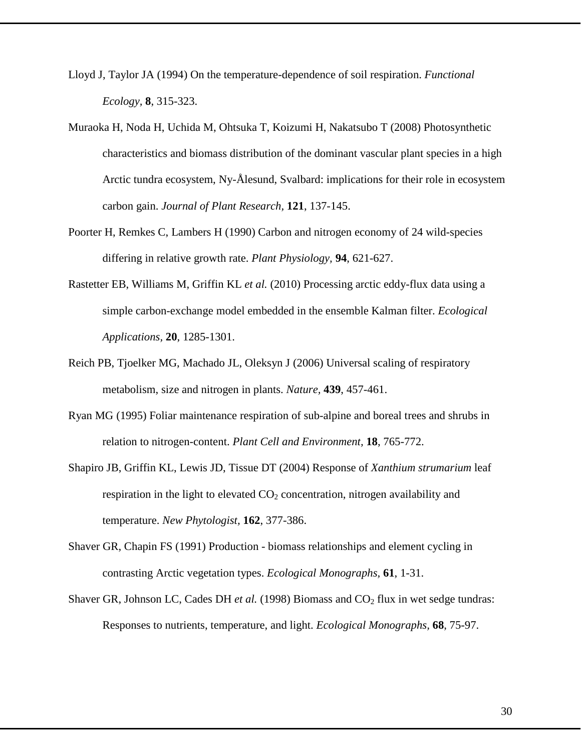Lloyd J, Taylor JA (1994) On the temperature-dependence of soil respiration. *Functional Ecology*, **8**, 315-323.

Muraoka H, Noda H, Uchida M, Ohtsuka T, Koizumi H, Nakatsubo T (2008) Photosynthetic characteristics and biomass distribution of the dominant vascular plant species in a high Arctic tundra ecosystem, Ny-Ålesund, Svalbard: implications for their role in ecosystem carbon gain. *Journal of Plant Research*, **121**, 137-145.

Poorter H, Remkes C, Lambers H (1990) Carbon and nitrogen economy of 24 wild-species differing in relative growth rate. *Plant Physiology*, **94**, 621-627.

Rastetter EB, Williams M, Griffin KL *et al.* (2010) Processing arctic eddy-flux data using a simple carbon-exchange model embedded in the ensemble Kalman filter. *Ecological Applications*, **20**, 1285-1301.

Reich PB, Tjoelker MG, Machado JL, Oleksyn J (2006) Universal scaling of respiratory metabolism, size and nitrogen in plants. *Nature*, **439**, 457-461.

Ryan MG (1995) Foliar maintenance respiration of sub-alpine and boreal trees and shrubs in relation to nitrogen-content. *Plant Cell and Environment*, **18**, 765-772.

Shapiro JB, Griffin KL, Lewis JD, Tissue DT (2004) Response of *Xanthium strumarium* leaf respiration in the light to elevated $CO_2$ concentration, nitrogen availability and temperature. *New Phytologist*, **162**, 377-386.

Shaver GR, Chapin FS (1991) Production - biomass relationships and element cycling in contrasting Arctic vegetation types. *Ecological Monographs*, **61**, 1-31.

Shaver GR, Johnson LC, Cades DH *et al.* (1998) Biomass and $CO_2$ flux in wet sedge tundras: Responses to nutrients, temperature, and light. *Ecological Monographs*, **68**, 75-97.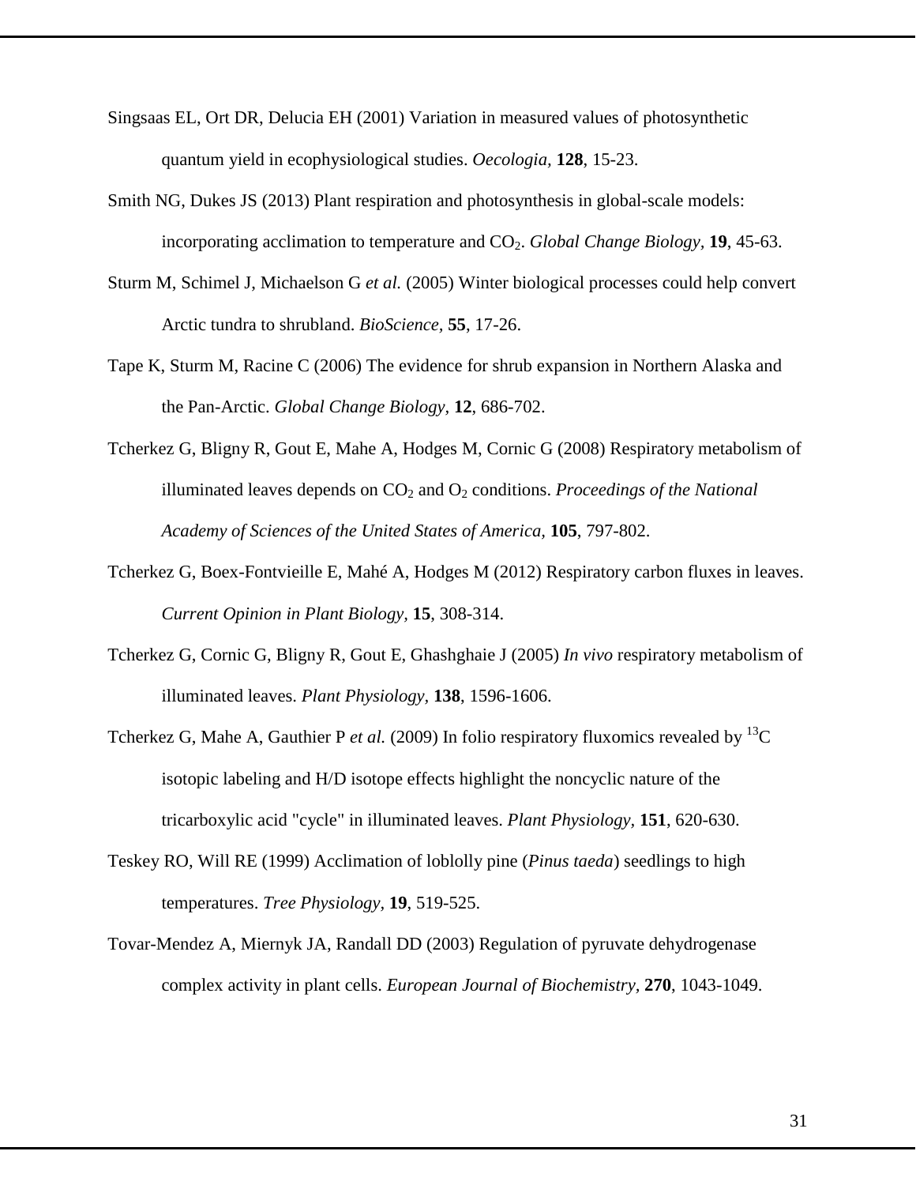Singsaas EL, Ort DR, Delucia EH (2001) Variation in measured values of photosynthetic quantum yield in ecophysiological studies. *Oecologia,* **128**, 15-23.

Smith NG, Dukes JS (2013) Plant respiration and photosynthesis in global-scale models: incorporating acclimation to temperature and $CO_2$. *Global Change Biology,* **19**, 45-63.

Sturm M, Schimel J, Michaelson G *et al.* (2005) Winter biological processes could help convert Arctic tundra to shrubland. *BioScience,* **55**, 17-26.

Tape K, Sturm M, Racine C (2006) The evidence for shrub expansion in Northern Alaska and the Pan-Arctic. *Global Change Biology,* **12**, 686-702.

Tcherkez G, Bligny R, Gout E, Mahe A, Hodges M, Cornic G (2008) Respiratory metabolism of illuminated leaves depends on $CO_2$ and $O_2$ conditions. *Proceedings of the National Academy of Sciences of the United States of America,* **105**, 797-802.

Tcherkez G, Boex-Fontvieille E, Mahé A, Hodges M (2012) Respiratory carbon fluxes in leaves. *Current Opinion in Plant Biology,* **15**, 308-314.

Tcherkez G, Cornic G, Bligny R, Gout E, Ghashghaie J (2005) *In vivo* respiratory metabolism of illuminated leaves. *Plant Physiology,* **138**, 1596-1606.

Tcherkez G, Mahe A, Gauthier P *et al.* (2009) In folio respiratory fluxomics revealed by $^{13}C$ isotopic labeling and H/D isotope effects highlight the noncyclic nature of the tricarboxylic acid "cycle" in illuminated leaves. *Plant Physiology,* **151**, 620-630.

Teskey RO, Will RE (1999) Acclimation of loblolly pine (*Pinus taeda*) seedlings to high temperatures. *Tree Physiology,* **19**, 519-525.

Tovar-Mendez A, Miernyk JA, Randall DD (2003) Regulation of pyruvate dehydrogenase complex activity in plant cells. *European Journal of Biochemistry,* **270**, 1043-1049.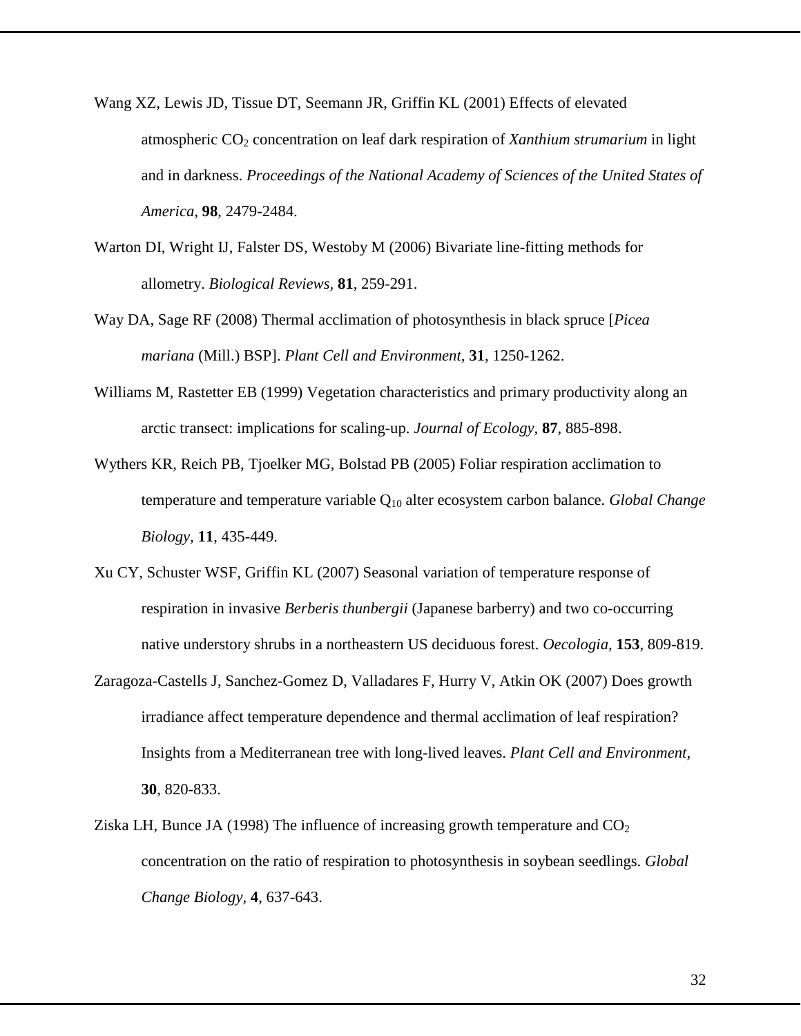Wang XZ, Lewis JD, Tissue DT, Seemann JR, Griffin KL (2001) Effects of elevated atmospheric $CO_2$ concentration on leaf dark respiration of *Xanthium strumarium* in light and in darkness. *Proceedings of the National Academy of Sciences of the United States of America*, **98**, 2479-2484.

Warton DI, Wright IJ, Falster DS, Westoby M (2006) Bivariate line-fitting methods for allometry. *Biological Reviews*, **81**, 259-291.

Way DA, Sage RF (2008) Thermal acclimation of photosynthesis in black spruce [*Picea mariana* (Mill.) BSP]. *Plant Cell and Environment*, **31**, 1250-1262.

Williams M, Rastetter EB (1999) Vegetation characteristics and primary productivity along an arctic transect: implications for scaling-up. *Journal of Ecology*, **87**, 885-898.

Wythers KR, Reich PB, Tjoelker MG, Bolstad PB (2005) Foliar respiration acclimation to temperature and temperature variable $Q_{10}$ alter ecosystem carbon balance. *Global Change Biology*, **11**, 435-449.

Xu CY, Schuster WSF, Griffin KL (2007) Seasonal variation of temperature response of respiration in invasive *Berberis thunbergii* (Japanese barberry) and two co-occurring native understory shrubs in a northeastern US deciduous forest. *Oecologia*, **153**, 809-819.

Zaragoza-Castells J, Sanchez-Gomez D, Valladares F, Hurry V, Atkin OK (2007) Does growth irradiance affect temperature dependence and thermal acclimation of leaf respiration? Insights from a Mediterranean tree with long-lived leaves. *Plant Cell and Environment*, **30**, 820-833.

Ziska LH, Bunce JA (1998) The influence of increasing growth temperature and $CO_2$ concentration on the ratio of respiration to photosynthesis in soybean seedlings. *Global Change Biology*, **4**, 637-643.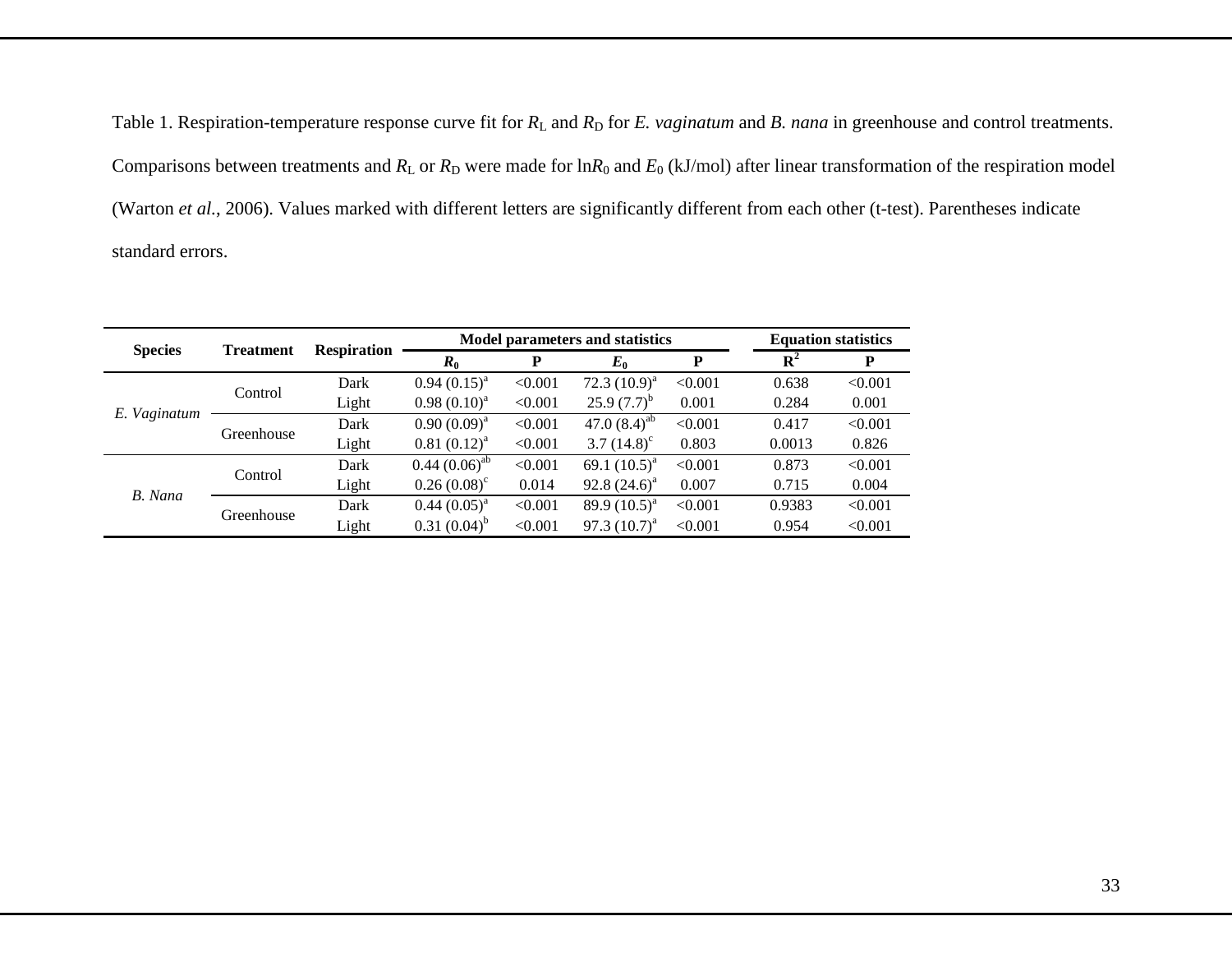Table 1. Respiration-temperature response curve fit for $R_L$ and $R_D$ for *E. vaginatum* and *B. nana* in greenhouse and control treatments. Comparisons between treatments and $R_L$ or $R_D$ were made for $\ln R_0$ and $E_0$ (kJ/mol) after linear transformation of the respiration model (Warton *et al.*, 2006). Values marked with different letters are significantly different from each other (t-test). Parentheses indicate standard errors.

| Species | Treatment | Respiration | Model parameters and statistics | | | | Equation statistics | |
|---|---|---|---|---|---|---|---|---|
| | | | $R_0$ | P | $E_0$ | P | $R^2$ | P |
| *E. Vaginatum* | Control | Dark | $0.94\ (0.15)^{a}$ | <0.001 | $72.3\ (10.9)^{a}$ | <0.001 | 0.638 | <0.001 |
| | | Light | $0.98\ (0.10)^{a}$ | <0.001 | $25.9\ (7.7)^{b}$ | 0.001 | 0.284 | 0.001 |
| | Greenhouse | Dark | $0.90\ (0.09)^{a}$ | <0.001 | $47.0\ (8.4)^{ab}$ | <0.001 | 0.417 | <0.001 |
| | | Light | $0.81\ (0.12)^{a}$ | <0.001 | $3.7\ (14.8)^{c}$ | 0.803 | 0.0013 | 0.826 |
| *B. Nana* | Control | Dark | $0.44\ (0.06)^{ab}$ | <0.001 | $69.1\ (10.5)^{a}$ | <0.001 | 0.873 | <0.001 |
| | | Light | $0.26\ (0.08)^{c}$ | 0.014 | $92.8\ (24.6)^{a}$ | 0.007 | 0.715 | 0.004 |
| | Greenhouse | Dark | $0.44\ (0.05)^{a}$ | <0.001 | $89.9\ (10.5)^{a}$ | <0.001 | 0.9383 | <0.001 |
| | | Light | $0.31\ (0.04)^{b}$ | <0.001 | $97.3\ (10.7)^{a}$ | <0.001 | 0.954 | <0.001 |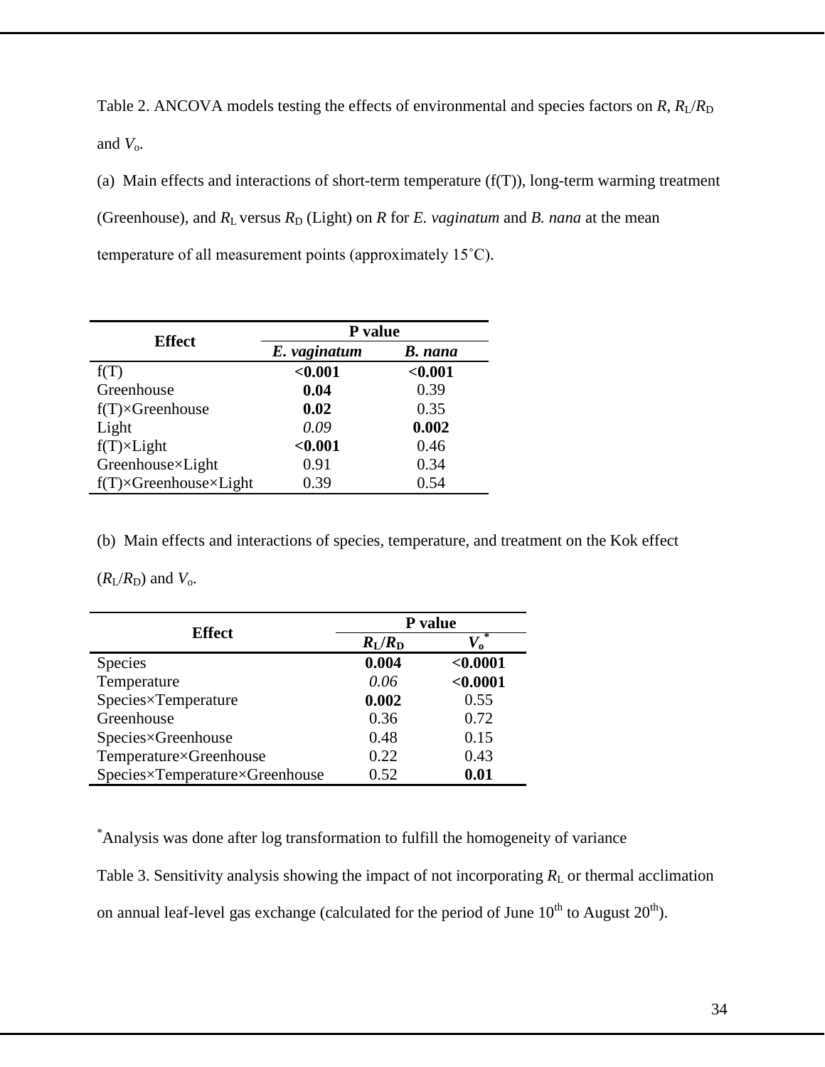Table 2. ANCOVA models testing the effects of environmental and species factors on $R$, $R_L/R_D$ and $V_o$.

(a) Main effects and interactions of short-term temperature (f(T)), long-term warming treatment (Greenhouse), and $R_L$ versus $R_D$ (Light) on $R$ for *E. vaginatum* and *B. nana* at the mean temperature of all measurement points (approximately 15˚C).

| Effect | P value | |
|---|---|---|
| | ***E. vaginatum*** | ***B. nana*** |
| f(T) | **<0.001** | **<0.001** |
| Greenhouse | **0.04** | 0.39 |
| f(T)×Greenhouse | **0.02** | 0.35 |
| Light | *0.09* | **0.002** |
| f(T)×Light | **<0.001** | 0.46 |
| Greenhouse×Light | 0.91 | 0.34 |
| f(T)×Greenhouse×Light | 0.39 | 0.54 |

(b) Main effects and interactions of species, temperature, and treatment on the Kok effect ($R_L/R_D$) and $V_o$.

| Effect | P value | |
|---|---|---|
| | $R_L/R_D$ | $V_o$* |
| Species | **0.004** | **<0.0001** |
| Temperature | *0.06* | **<0.0001** |
| Species×Temperature | **0.002** | 0.55 |
| Greenhouse | 0.36 | 0.72 |
| Species×Greenhouse | 0.48 | 0.15 |
| Temperature×Greenhouse | 0.22 | 0.43 |
| Species×Temperature×Greenhouse | 0.52 | **0.01** |

*Analysis was done after log transformation to fulfill the homogeneity of variance

Table 3. Sensitivity analysis showing the impact of not incorporating $R_L$ or thermal acclimation on annual leaf-level gas exchange (calculated for the period of June 10th to August 20th).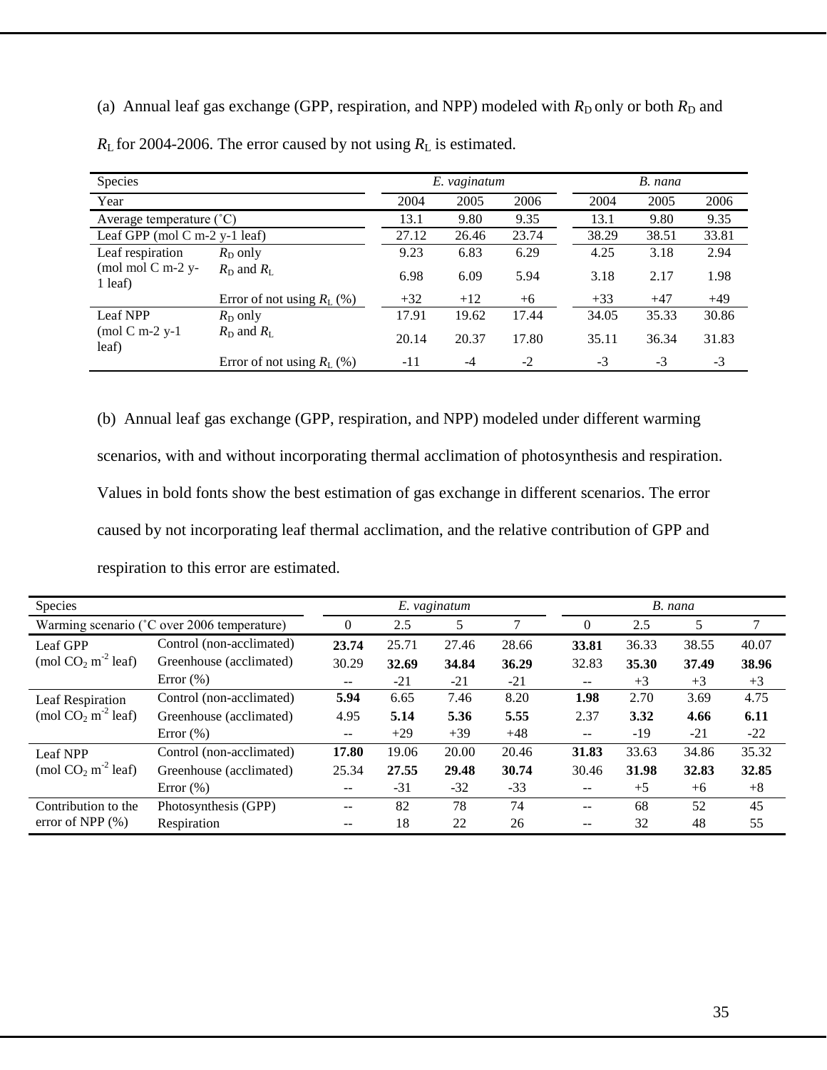(a) Annual leaf gas exchange (GPP, respiration, and NPP) modeled with $R_D$ only or both $R_D$ and $R_L$ for 2004-2006. The error caused by not using $R_L$ is estimated.

| Species | | *E. vaginatum* | | | *B. nana* | | |
|---|---|---|---|---|---|---|---|
| Year | | 2004 | 2005 | 2006 | 2004 | 2005 | 2006 |
| Average temperature (˚C) | | 13.1 | 9.80 | 9.35 | 13.1 | 9.80 | 9.35 |
| Leaf GPP (mol C m-2 y-1 leaf) | | 27.12 | 26.46 | 23.74 | 38.29 | 38.51 | 33.81 |
| Leaf respiration | $R_D$ only | 9.23 | 6.83 | 6.29 | 4.25 | 3.18 | 2.94 |
| (mol mol C m-2 y-1 leaf) | $R_D$ and $R_L$ | 6.98 | 6.09 | 5.94 | 3.18 | 2.17 | 1.98 |
| | Error of not using $R_L$ (%) | +32 | +12 | +6 | +33 | +47 | +49 |
| Leaf NPP | $R_D$ only | 17.91 | 19.62 | 17.44 | 34.05 | 35.33 | 30.86 |
| (mol C m-2 y-1 leaf) | $R_D$ and $R_L$ | 20.14 | 20.37 | 17.80 | 35.11 | 36.34 | 31.83 |
| | Error of not using $R_L$ (%) | -11 | -4 | -2 | -3 | -3 | -3 |

(b) Annual leaf gas exchange (GPP, respiration, and NPP) modeled under different warming scenarios, with and without incorporating thermal acclimation of photosynthesis and respiration. Values in bold fonts show the best estimation of gas exchange in different scenarios. The error caused by not incorporating leaf thermal acclimation, and the relative contribution of GPP and respiration to this error are estimated.

| Species | | *E. vaginatum* | | | | *B. nana* | | | |
|---|---|---|---|---|---|---|---|---|---|
| Warming scenario (˚C over 2006 temperature) | | 0 | 2.5 | 5 | 7 | 0 | 2.5 | 5 | 7 |
| Leaf GPP | Control (non-acclimated) | **23.74** | 25.71 | 27.46 | 28.66 | **33.81** | 36.33 | 38.55 | 40.07 |
| (mol $CO_2$ $m^{-2}$ leaf) | Greenhouse (acclimated) | 30.29 | **32.69** | **34.84** | **36.29** | 32.83 | **35.30** | **37.49** | **38.96** |
| | Error (%) | -- | -21 | -21 | -21 | -- | +3 | +3 | +3 |
| Leaf Respiration | Control (non-acclimated) | **5.94** | 6.65 | 7.46 | 8.20 | **1.98** | 2.70 | 3.69 | 4.75 |
| (mol $CO_2$ $m^{-2}$ leaf) | Greenhouse (acclimated) | 4.95 | **5.14** | **5.36** | **5.55** | 2.37 | **3.32** | **4.66** | **6.11** |
| | Error (%) | -- | +29 | +39 | +48 | -- | -19 | -21 | -22 |
| Leaf NPP | Control (non-acclimated) | **17.80** | 19.06 | 20.00 | 20.46 | **31.83** | 33.63 | 34.86 | 35.32 |
| (mol $CO_2$ $m^{-2}$ leaf) | Greenhouse (acclimated) | 25.34 | **27.55** | **29.48** | **30.74** | 30.46 | **31.98** | **32.83** | **32.85** |
| | Error (%) | -- | -31 | -32 | -33 | -- | +5 | +6 | +8 |
| Contribution to the | Photosynthesis (GPP) | -- | 82 | 78 | 74 | -- | 68 | 52 | 45 |
| error of NPP (%) | Respiration | -- | 18 | 22 | 26 | -- | 32 | 48 | 55 |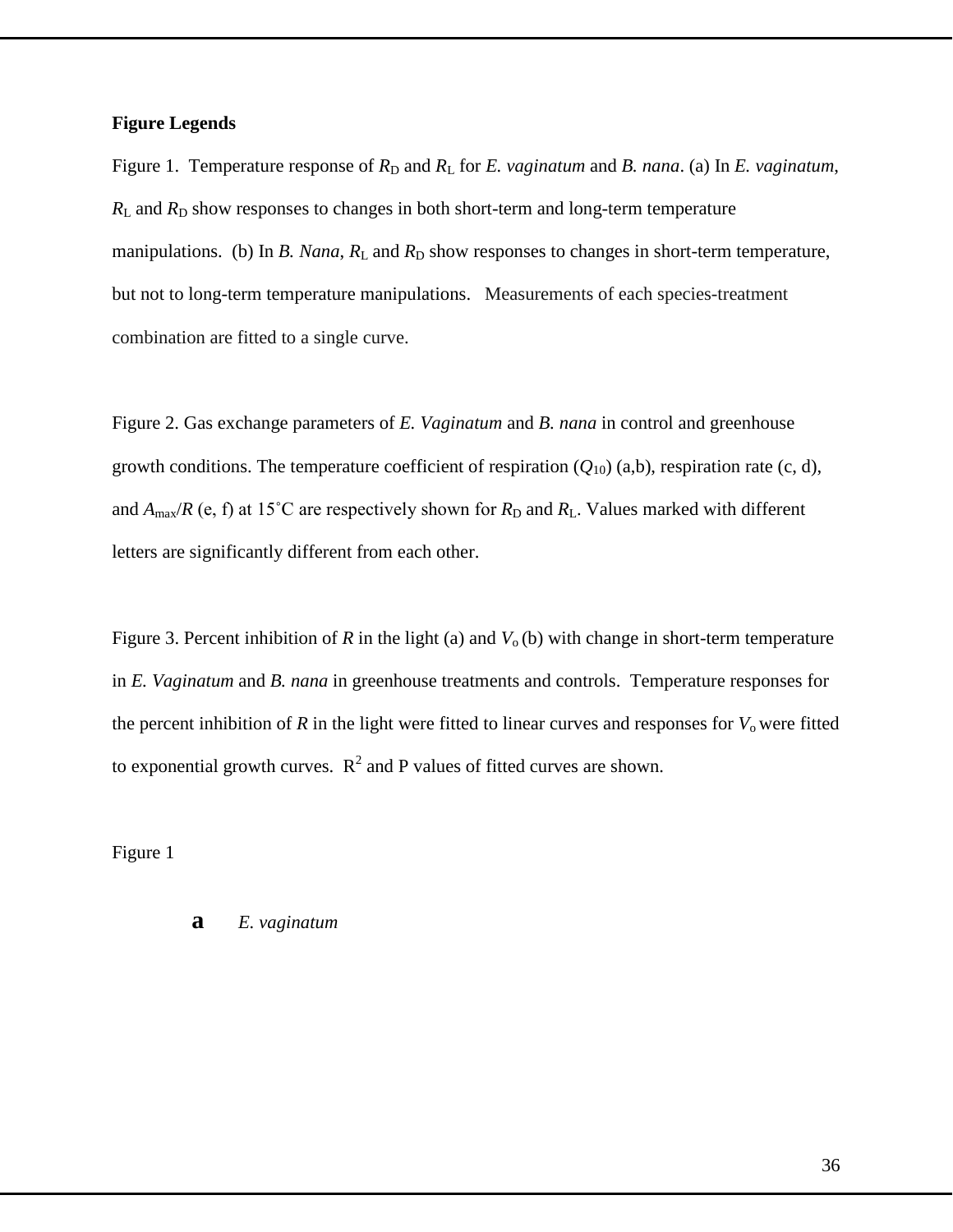**Figure Legends**

Figure 1. Temperature response of $R_D$ and $R_L$ for *E. vaginatum* and *B. nana*. (a) In *E. vaginatum*, $R_L$ and $R_D$ show responses to changes in both short-term and long-term temperature manipulations. (b) In *B. Nana*, $R_L$ and $R_D$ show responses to changes in short-term temperature, but not to long-term temperature manipulations. Measurements of each species-treatment combination are fitted to a single curve.

Figure 2. Gas exchange parameters of *E. Vaginatum* and *B. nana* in control and greenhouse growth conditions. The temperature coefficient of respiration ($Q_{10}$) (a,b), respiration rate (c, d), and $A_{max}/R$ (e, f) at 15˚C are respectively shown for $R_D$ and $R_L$. Values marked with different letters are significantly different from each other.

Figure 3. Percent inhibition of $R$ in the light (a) and $V_o$ (b) with change in short-term temperature in *E. Vaginatum* and *B. nana* in greenhouse treatments and controls. Temperature responses for the percent inhibition of $R$ in the light were fitted to linear curves and responses for $V_o$ were fitted to exponential growth curves. $R^2$ and P values of fitted curves are shown.

Figure 1

**a** *E. vaginatum*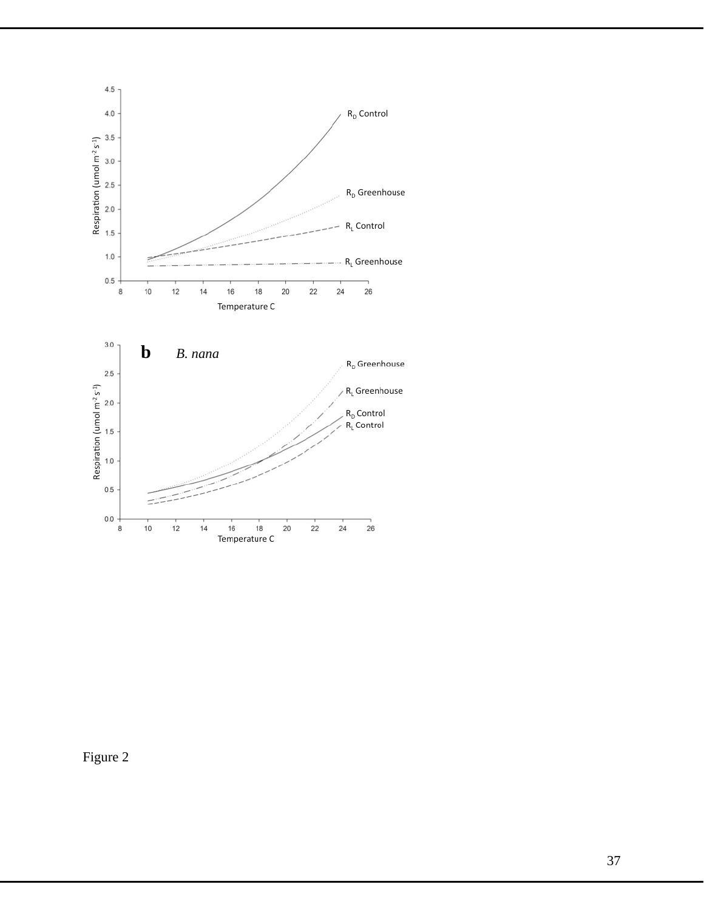Figure 2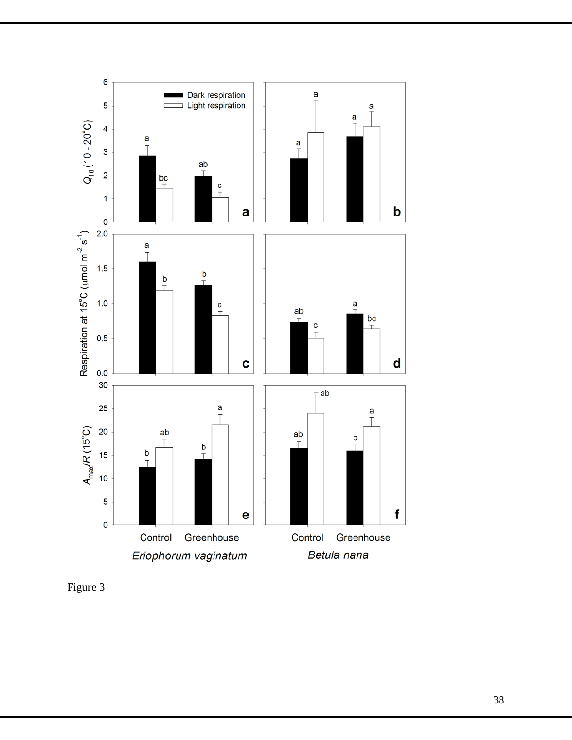Figure 3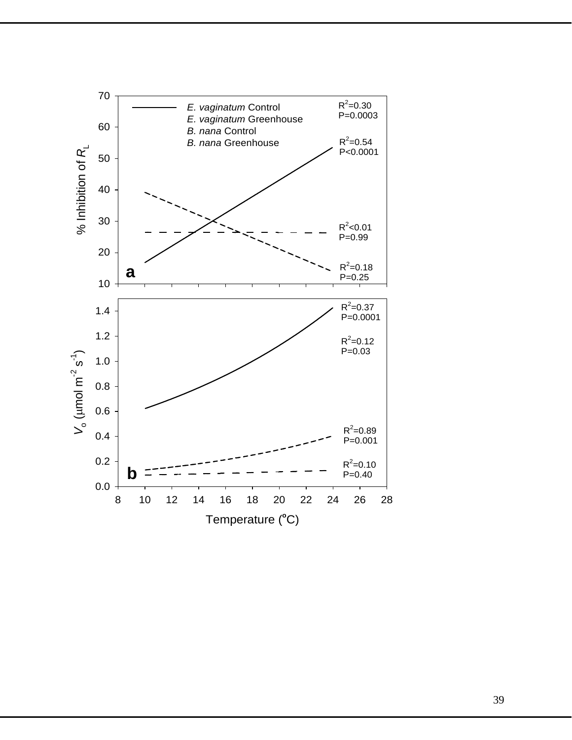a

% Inhibition of $R_L$

— *E. vaginatum* Control
*E. vaginatum* Greenhouse
*B. nana* Control
*B. nana* Greenhouse

$R^2$=0.30
P=0.0003

$R^2$=0.54
P<0.0001

$R^2$<0.01
P=0.99

$R^2$=0.18
P=0.25

b

$V_o$ (µmol $m^{-2}$ $s^{-1}$)

$R^2$=0.37
P=0.0001

$R^2$=0.12
P=0.03

$R^2$=0.89
P=0.001

$R^2$=0.10
P=0.40

Temperature (°C)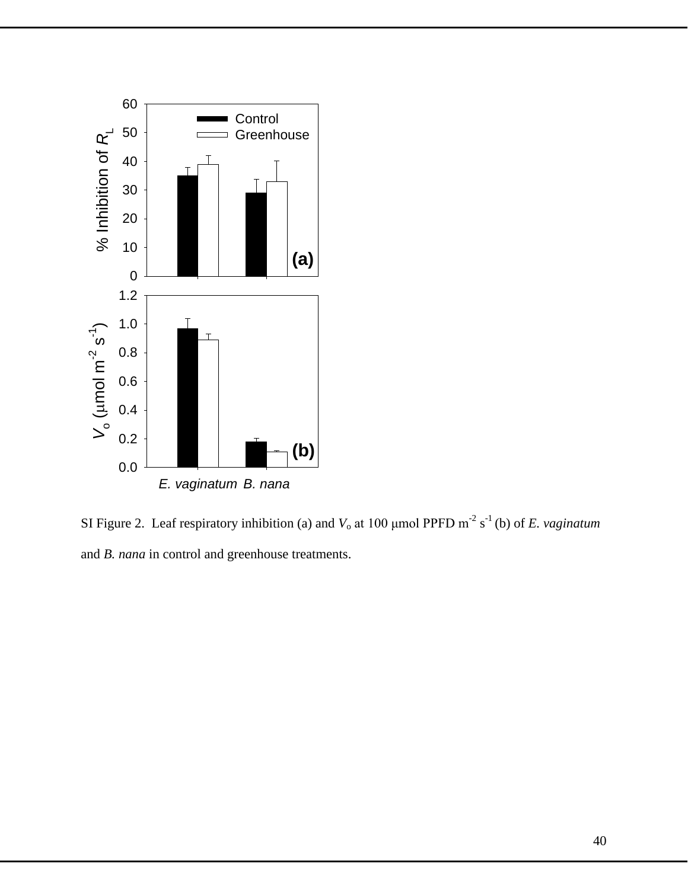SI Figure 2. Leaf respiratory inhibition (a) and $V_o$ at 100 μmol PPFD $m^{-2}$ $s^{-1}$ (b) of *E. vaginatum* and *B. nana* in control and greenhouse treatments.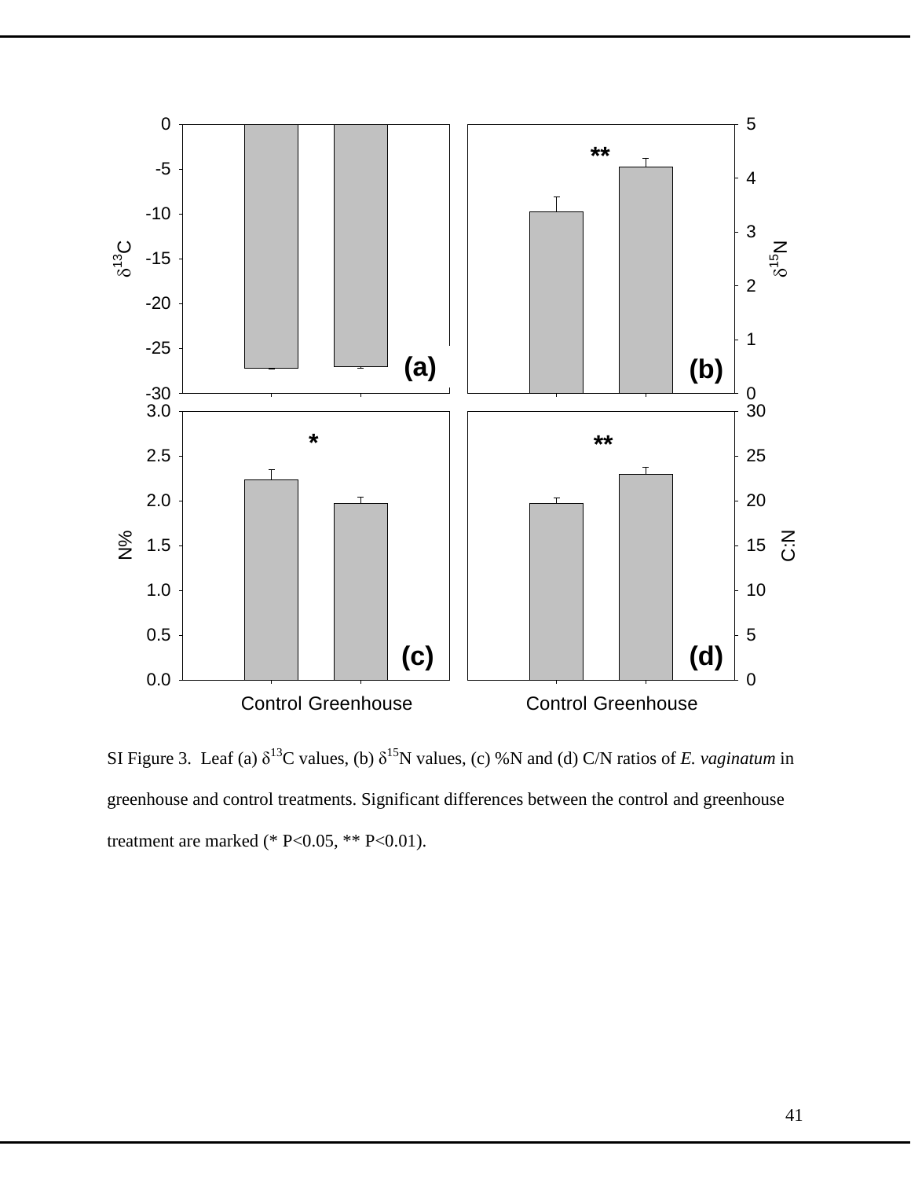0
-5
-10
-15
-20
-25
-30

$\delta^{13}C$

(a)

5
4
3
2
1
0

$\delta^{15}N$

**

(b)

3.0
2.5
2.0
1.5
1.0
0.5
0.0

N%

*

(c)

Control Greenhouse

30
25
20
15
10
5
0

C:N

**

(d)

Control Greenhouse

SI Figure 3. Leaf (a) $\delta^{13}C$ values, (b) $\delta^{15}N$ values, (c) %N and (d) C/N ratios of *E. vaginatum* in greenhouse and control treatments. Significant differences between the control and greenhouse treatment are marked (* P<0.05, ** P<0.01).